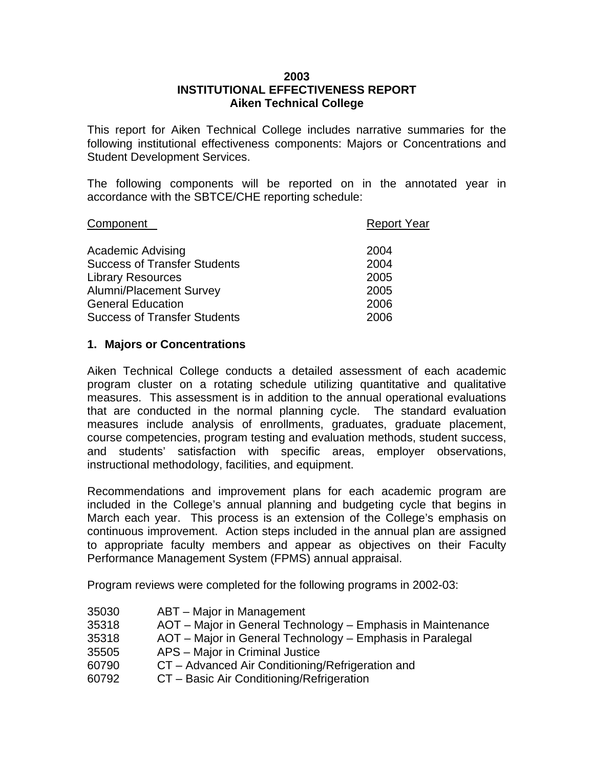# 2003
# INSTITUTIONAL EFFECTIVENESS REPORT
# Aiken Technical College

This report for Aiken Technical College includes narrative summaries for the following institutional effectiveness components: Majors or Concentrations and Student Development Services.

The following components will be reported on in the annotated year in accordance with the SBTCE/CHE reporting schedule:

| Component | Report Year |
|---|---|
| Academic Advising | 2004 |
| Success of Transfer Students | 2004 |
| Library Resources | 2005 |
| Alumni/Placement Survey | 2005 |
| General Education | 2006 |
| Success of Transfer Students | 2006 |

## 1. Majors or Concentrations

Aiken Technical College conducts a detailed assessment of each academic program cluster on a rotating schedule utilizing quantitative and qualitative measures. This assessment is in addition to the annual operational evaluations that are conducted in the normal planning cycle. The standard evaluation measures include analysis of enrollments, graduates, graduate placement, course competencies, program testing and evaluation methods, student success, and students' satisfaction with specific areas, employer observations, instructional methodology, facilities, and equipment.

Recommendations and improvement plans for each academic program are included in the College's annual planning and budgeting cycle that begins in March each year. This process is an extension of the College's emphasis on continuous improvement. Action steps included in the annual plan are assigned to appropriate faculty members and appear as objectives on their Faculty Performance Management System (FPMS) annual appraisal.

Program reviews were completed for the following programs in 2002-03:

| | |
|---|---|
| 35030 | ABT – Major in Management |
| 35318 | AOT – Major in General Technology – Emphasis in Maintenance |
| 35318 | AOT – Major in General Technology – Emphasis in Paralegal |
| 35505 | APS – Major in Criminal Justice |
| 60790 | CT – Advanced Air Conditioning/Refrigeration and |
| 60792 | CT – Basic Air Conditioning/Refrigeration |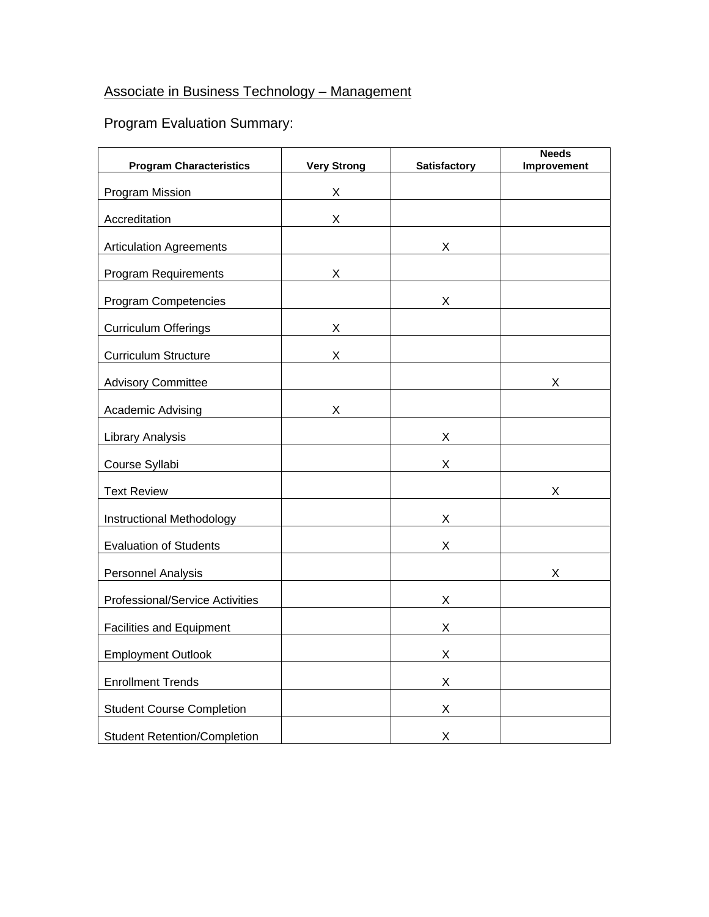Associate in Business Technology – Management

Program Evaluation Summary:

| Program Characteristics | Very Strong | Satisfactory | Needs Improvement |
|---|---|---|---|
| Program Mission | X | | |
| Accreditation | X | | |
| Articulation Agreements | | X | |
| Program Requirements | X | | |
| Program Competencies | | X | |
| Curriculum Offerings | X | | |
| Curriculum Structure | X | | |
| Advisory Committee | | | X |
| Academic Advising | X | | |
| Library Analysis | | X | |
| Course Syllabi | | X | |
| Text Review | | | X |
| Instructional Methodology | | X | |
| Evaluation of Students | | X | |
| Personnel Analysis | | | X |
| Professional/Service Activities | | X | |
| Facilities and Equipment | | X | |
| Employment Outlook | | X | |
| Enrollment Trends | | X | |
| Student Course Completion | | X | |
| Student Retention/Completion | | X | |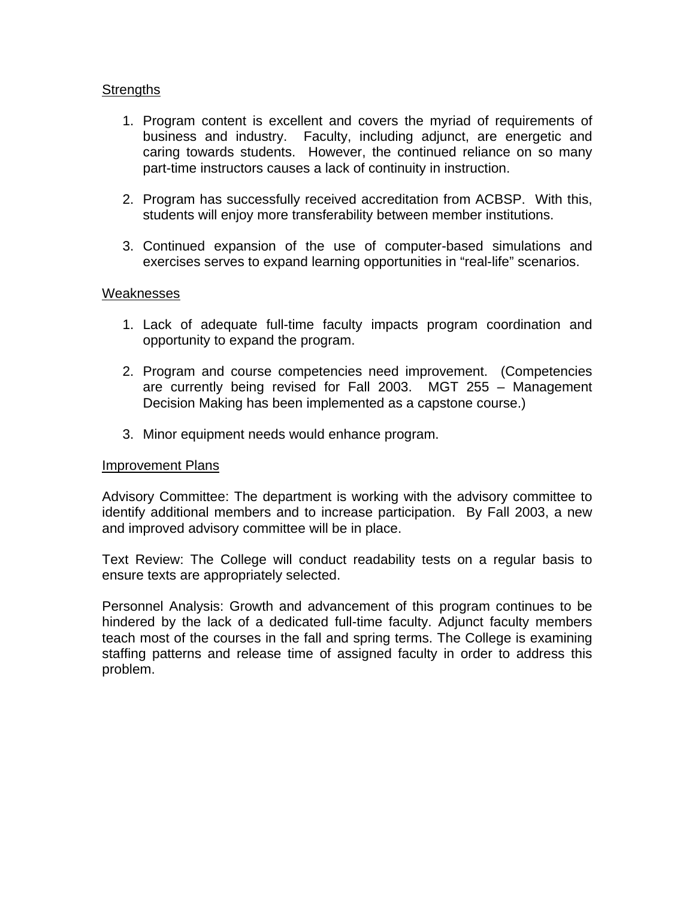Strengths

1. Program content is excellent and covers the myriad of requirements of business and industry. Faculty, including adjunct, are energetic and caring towards students. However, the continued reliance on so many part-time instructors causes a lack of continuity in instruction.

2. Program has successfully received accreditation from ACBSP. With this, students will enjoy more transferability between member institutions.

3. Continued expansion of the use of computer-based simulations and exercises serves to expand learning opportunities in "real-life" scenarios.

Weaknesses

1. Lack of adequate full-time faculty impacts program coordination and opportunity to expand the program.

2. Program and course competencies need improvement. (Competencies are currently being revised for Fall 2003. MGT 255 – Management Decision Making has been implemented as a capstone course.)

3. Minor equipment needs would enhance program.

Improvement Plans

Advisory Committee: The department is working with the advisory committee to identify additional members and to increase participation. By Fall 2003, a new and improved advisory committee will be in place.

Text Review: The College will conduct readability tests on a regular basis to ensure texts are appropriately selected.

Personnel Analysis: Growth and advancement of this program continues to be hindered by the lack of a dedicated full-time faculty. Adjunct faculty members teach most of the courses in the fall and spring terms. The College is examining staffing patterns and release time of assigned faculty in order to address this problem.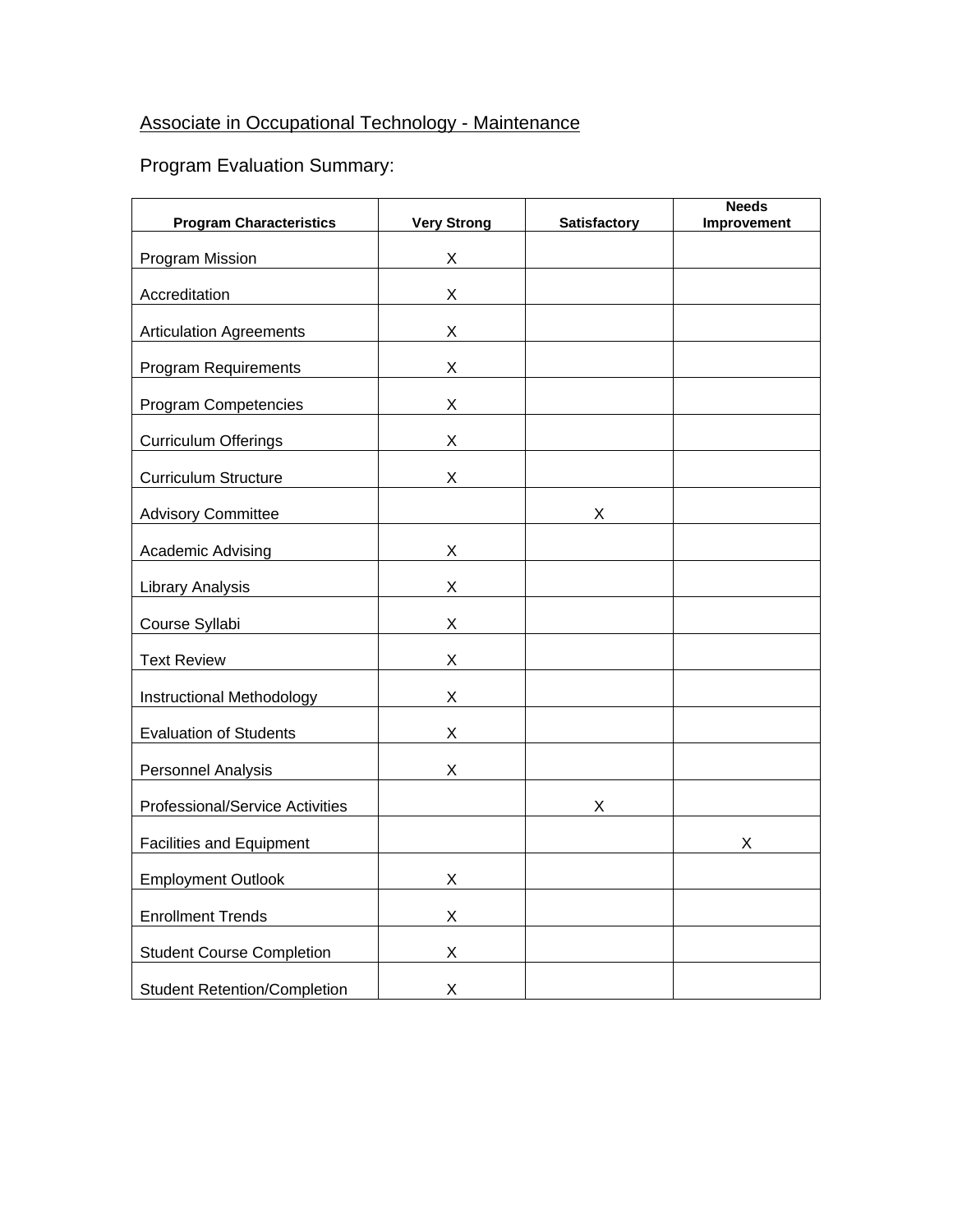Associate in Occupational Technology - Maintenance

Program Evaluation Summary:

| Program Characteristics | Very Strong | Satisfactory | Needs Improvement |
|---|---|---|---|
| Program Mission | X | | |
| Accreditation | X | | |
| Articulation Agreements | X | | |
| Program Requirements | X | | |
| Program Competencies | X | | |
| Curriculum Offerings | X | | |
| Curriculum Structure | X | | |
| Advisory Committee | | X | |
| Academic Advising | X | | |
| Library Analysis | X | | |
| Course Syllabi | X | | |
| Text Review | X | | |
| Instructional Methodology | X | | |
| Evaluation of Students | X | | |
| Personnel Analysis | X | | |
| Professional/Service Activities | | X | |
| Facilities and Equipment | | | X |
| Employment Outlook | X | | |
| Enrollment Trends | X | | |
| Student Course Completion | X | | |
| Student Retention/Completion | X | | |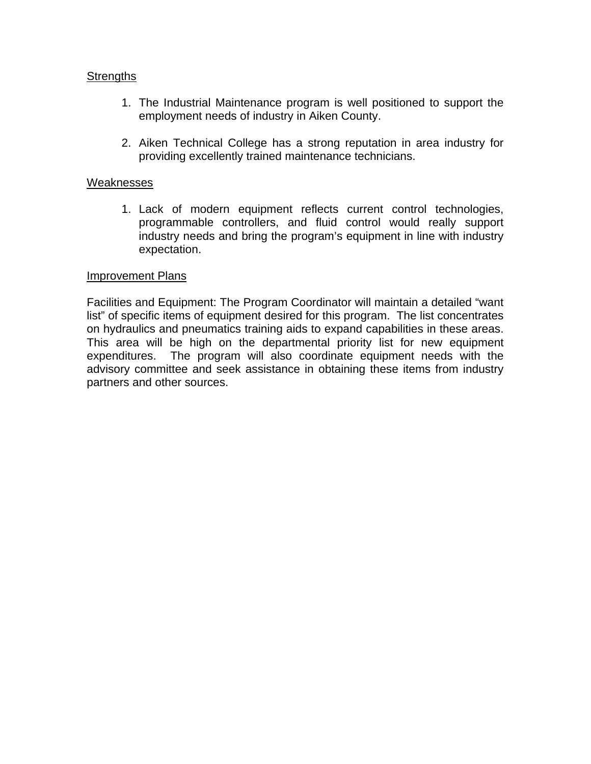<u>Strengths</u>

1. The Industrial Maintenance program is well positioned to support the employment needs of industry in Aiken County.

2. Aiken Technical College has a strong reputation in area industry for providing excellently trained maintenance technicians.

<u>Weaknesses</u>

1. Lack of modern equipment reflects current control technologies, programmable controllers, and fluid control would really support industry needs and bring the program's equipment in line with industry expectation.

<u>Improvement Plans</u>

Facilities and Equipment: The Program Coordinator will maintain a detailed "want list" of specific items of equipment desired for this program. The list concentrates on hydraulics and pneumatics training aids to expand capabilities in these areas. This area will be high on the departmental priority list for new equipment expenditures. The program will also coordinate equipment needs with the advisory committee and seek assistance in obtaining these items from industry partners and other sources.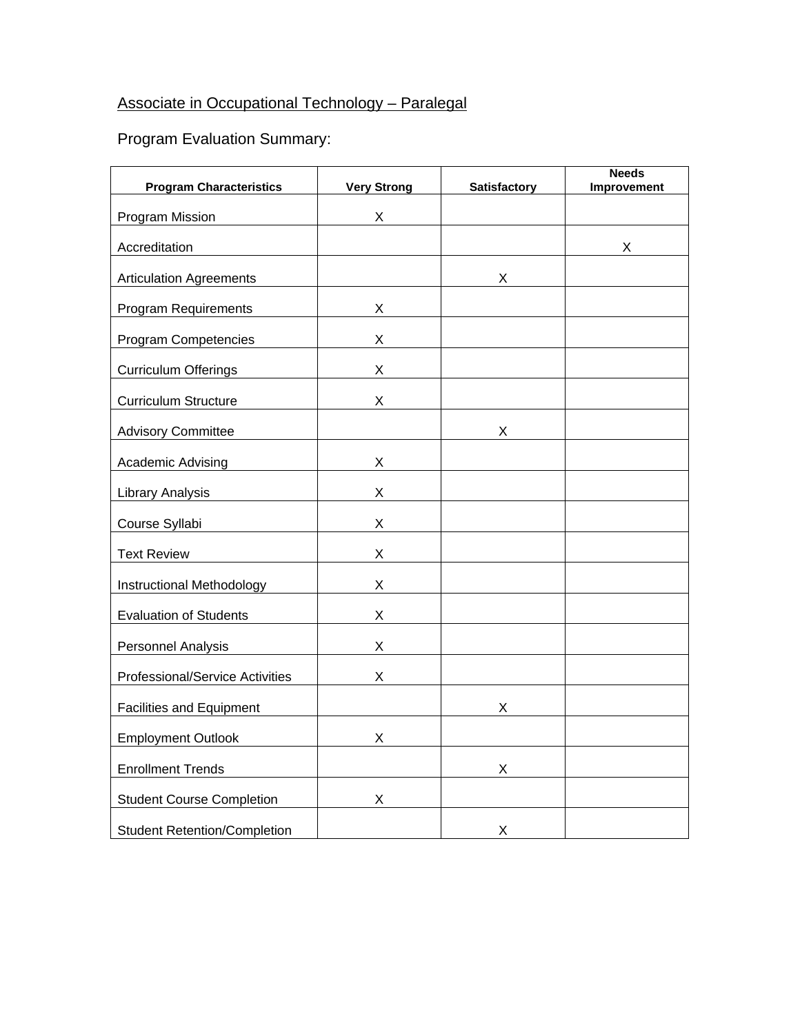<u>Associate in Occupational Technology – Paralegal</u>

Program Evaluation Summary:

| Program Characteristics | Very Strong | Satisfactory | Needs Improvement |
|---|---|---|---|
| Program Mission | X | | |
| Accreditation | | | X |
| Articulation Agreements | | X | |
| Program Requirements | X | | |
| Program Competencies | X | | |
| Curriculum Offerings | X | | |
| Curriculum Structure | X | | |
| Advisory Committee | | X | |
| Academic Advising | X | | |
| Library Analysis | X | | |
| Course Syllabi | X | | |
| Text Review | X | | |
| Instructional Methodology | X | | |
| Evaluation of Students | X | | |
| Personnel Analysis | X | | |
| Professional/Service Activities | X | | |
| Facilities and Equipment | | X | |
| Employment Outlook | X | | |
| Enrollment Trends | | X | |
| Student Course Completion | X | | |
| Student Retention/Completion | | X | |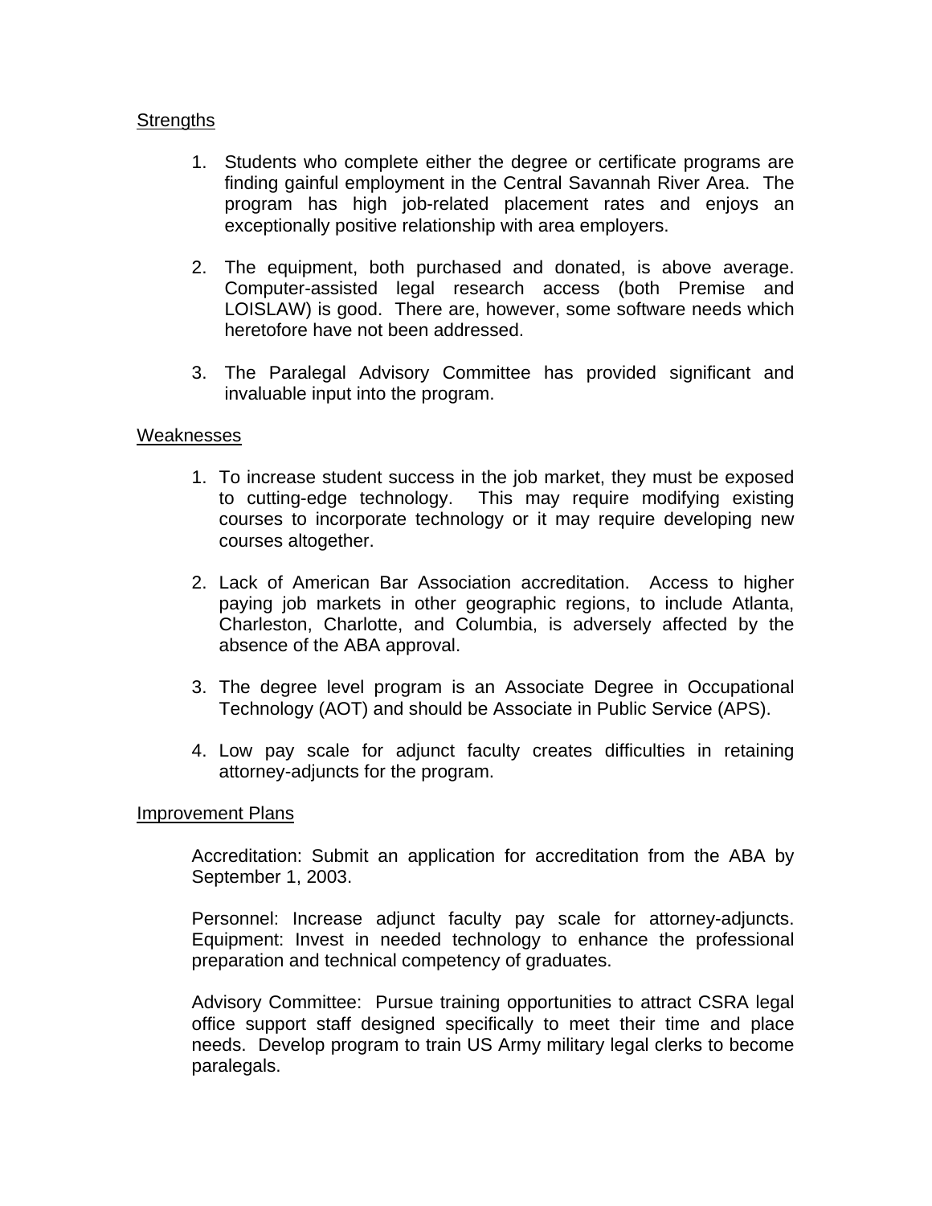<u>Strengths</u>

1. Students who complete either the degree or certificate programs are finding gainful employment in the Central Savannah River Area. The program has high job-related placement rates and enjoys an exceptionally positive relationship with area employers.

2. The equipment, both purchased and donated, is above average. Computer-assisted legal research access (both Premise and LOISLAW) is good. There are, however, some software needs which heretofore have not been addressed.

3. The Paralegal Advisory Committee has provided significant and invaluable input into the program.

<u>Weaknesses</u>

1. To increase student success in the job market, they must be exposed to cutting-edge technology. This may require modifying existing courses to incorporate technology or it may require developing new courses altogether.

2. Lack of American Bar Association accreditation. Access to higher paying job markets in other geographic regions, to include Atlanta, Charleston, Charlotte, and Columbia, is adversely affected by the absence of the ABA approval.

3. The degree level program is an Associate Degree in Occupational Technology (AOT) and should be Associate in Public Service (APS).

4. Low pay scale for adjunct faculty creates difficulties in retaining attorney-adjuncts for the program.

<u>Improvement Plans</u>

Accreditation: Submit an application for accreditation from the ABA by September 1, 2003.

Personnel: Increase adjunct faculty pay scale for attorney-adjuncts.
Equipment: Invest in needed technology to enhance the professional preparation and technical competency of graduates.

Advisory Committee: Pursue training opportunities to attract CSRA legal office support staff designed specifically to meet their time and place needs. Develop program to train US Army military legal clerks to become paralegals.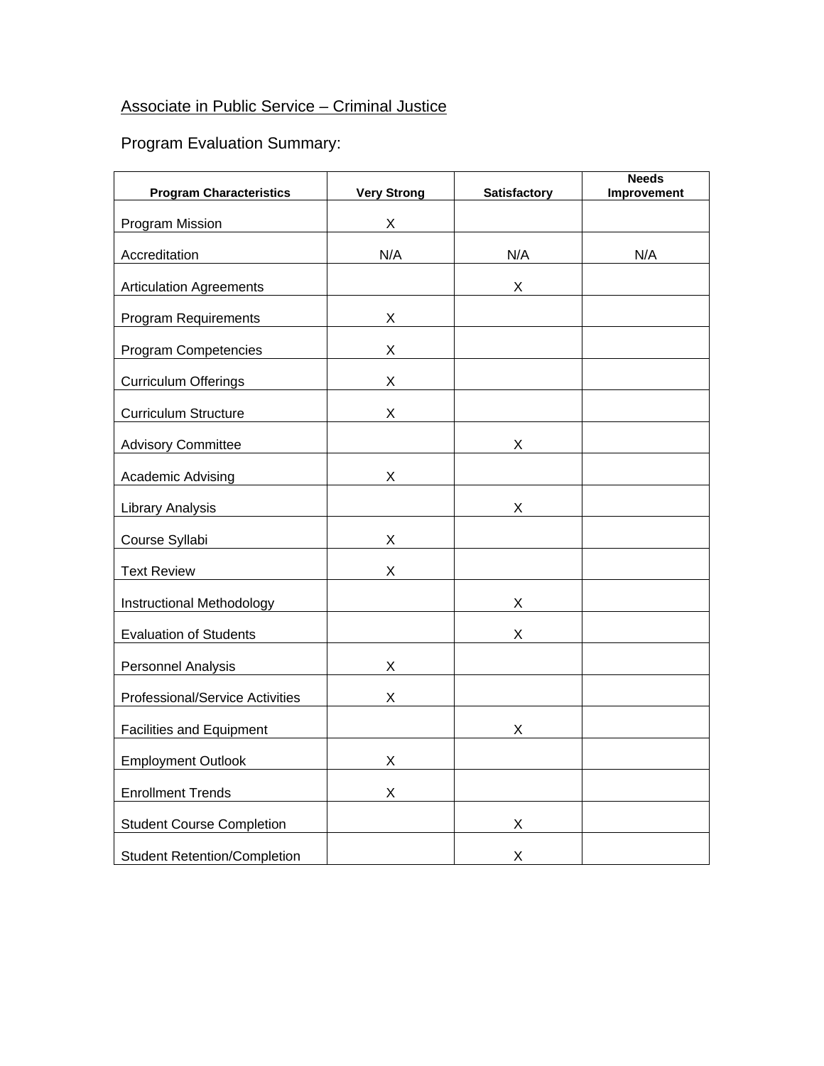Associate in Public Service – Criminal Justice

Program Evaluation Summary:

| Program Characteristics | Very Strong | Satisfactory | Needs Improvement |
|---|---|---|---|
| Program Mission | X | | |
| Accreditation | N/A | N/A | N/A |
| Articulation Agreements | | X | |
| Program Requirements | X | | |
| Program Competencies | X | | |
| Curriculum Offerings | X | | |
| Curriculum Structure | X | | |
| Advisory Committee | | X | |
| Academic Advising | X | | |
| Library Analysis | | X | |
| Course Syllabi | X | | |
| Text Review | X | | |
| Instructional Methodology | | X | |
| Evaluation of Students | | X | |
| Personnel Analysis | X | | |
| Professional/Service Activities | X | | |
| Facilities and Equipment | | X | |
| Employment Outlook | X | | |
| Enrollment Trends | X | | |
| Student Course Completion | | X | |
| Student Retention/Completion | | X | |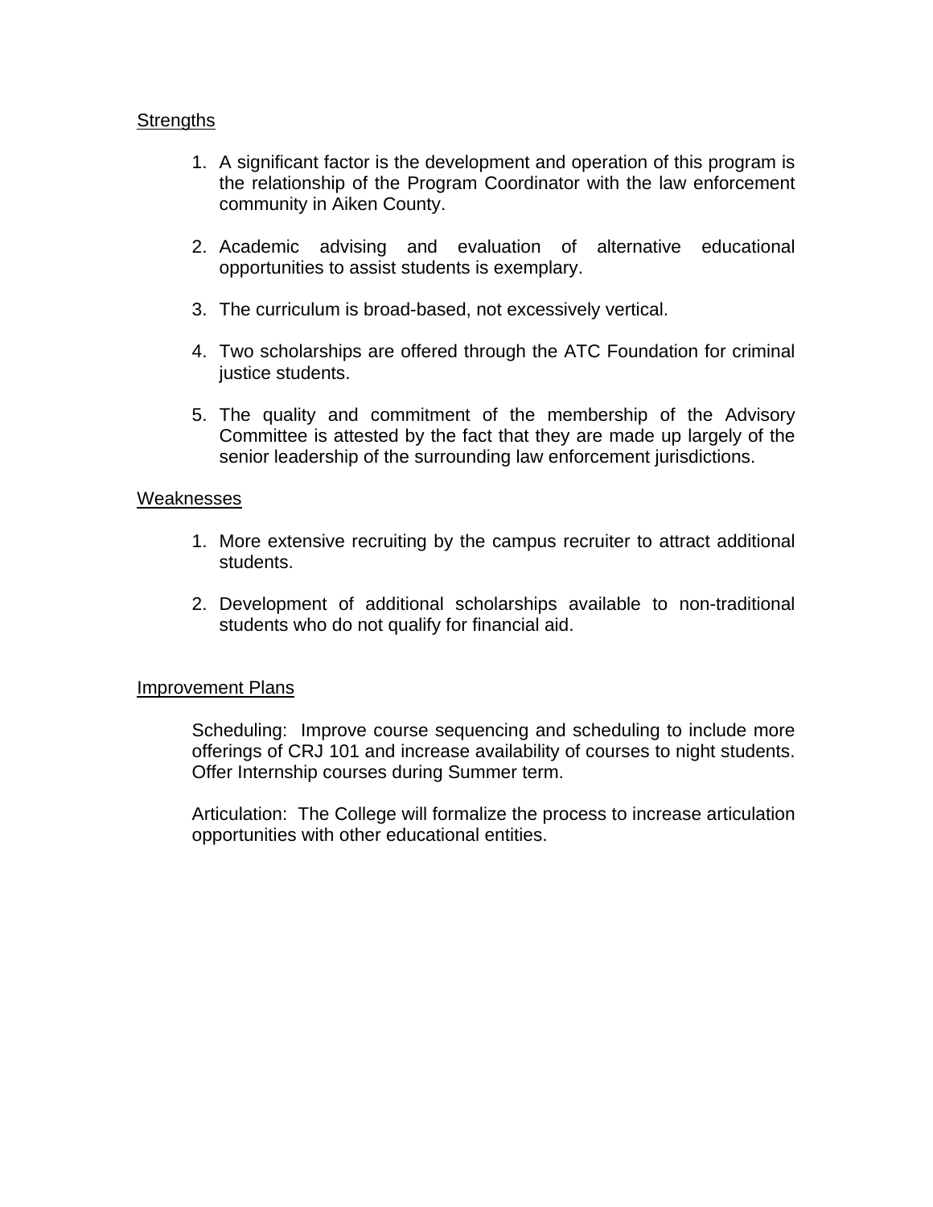Strengths

1. A significant factor is the development and operation of this program is the relationship of the Program Coordinator with the law enforcement community in Aiken County.

2. Academic advising and evaluation of alternative educational opportunities to assist students is exemplary.

3. The curriculum is broad-based, not excessively vertical.

4. Two scholarships are offered through the ATC Foundation for criminal justice students.

5. The quality and commitment of the membership of the Advisory Committee is attested by the fact that they are made up largely of the senior leadership of the surrounding law enforcement jurisdictions.

Weaknesses

1. More extensive recruiting by the campus recruiter to attract additional students.

2. Development of additional scholarships available to non-traditional students who do not qualify for financial aid.

Improvement Plans

Scheduling: Improve course sequencing and scheduling to include more offerings of CRJ 101 and increase availability of courses to night students. Offer Internship courses during Summer term.

Articulation: The College will formalize the process to increase articulation opportunities with other educational entities.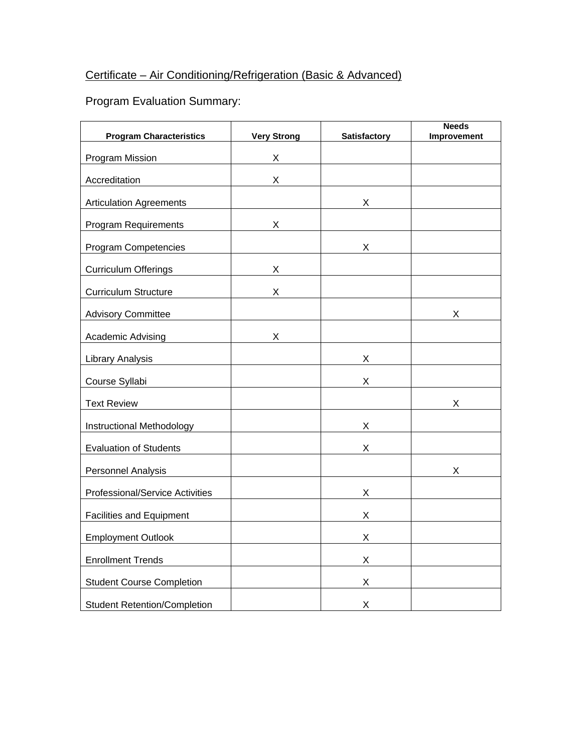Certificate – Air Conditioning/Refrigeration (Basic & Advanced)

Program Evaluation Summary:

| Program Characteristics | Very Strong | Satisfactory | Needs Improvement |
|---|---|---|---|
| Program Mission | X | | |
| Accreditation | X | | |
| Articulation Agreements | | X | |
| Program Requirements | X | | |
| Program Competencies | | X | |
| Curriculum Offerings | X | | |
| Curriculum Structure | X | | |
| Advisory Committee | | | X |
| Academic Advising | X | | |
| Library Analysis | | X | |
| Course Syllabi | | X | |
| Text Review | | | X |
| Instructional Methodology | | X | |
| Evaluation of Students | | X | |
| Personnel Analysis | | | X |
| Professional/Service Activities | | X | |
| Facilities and Equipment | | X | |
| Employment Outlook | | X | |
| Enrollment Trends | | X | |
| Student Course Completion | | X | |
| Student Retention/Completion | | X | |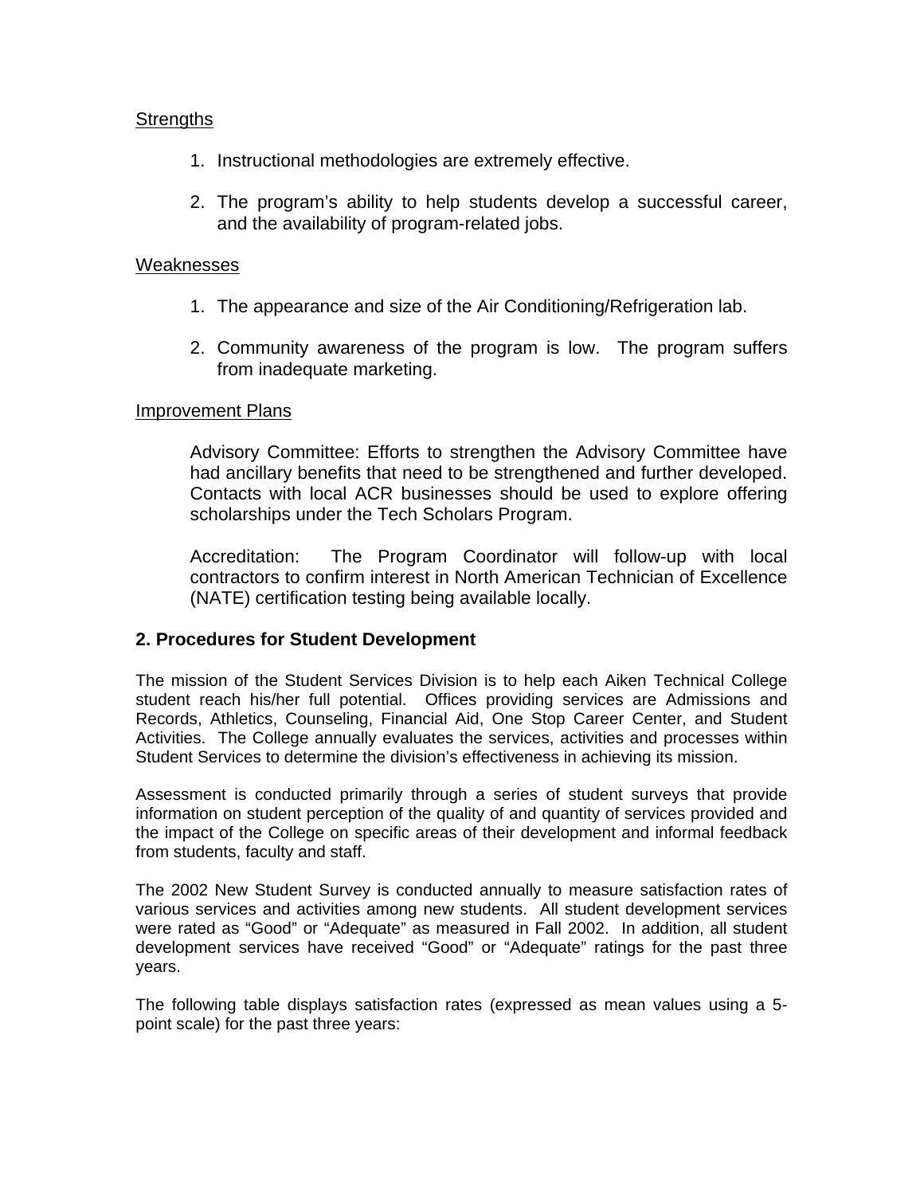Strengths

1. Instructional methodologies are extremely effective.

2. The program's ability to help students develop a successful career, and the availability of program-related jobs.

Weaknesses

1. The appearance and size of the Air Conditioning/Refrigeration lab.

2. Community awareness of the program is low. The program suffers from inadequate marketing.

Improvement Plans

Advisory Committee: Efforts to strengthen the Advisory Committee have had ancillary benefits that need to be strengthened and further developed. Contacts with local ACR businesses should be used to explore offering scholarships under the Tech Scholars Program.

Accreditation: The Program Coordinator will follow-up with local contractors to confirm interest in North American Technician of Excellence (NATE) certification testing being available locally.

## 2. Procedures for Student Development

The mission of the Student Services Division is to help each Aiken Technical College student reach his/her full potential. Offices providing services are Admissions and Records, Athletics, Counseling, Financial Aid, One Stop Career Center, and Student Activities. The College annually evaluates the services, activities and processes within Student Services to determine the division's effectiveness in achieving its mission.

Assessment is conducted primarily through a series of student surveys that provide information on student perception of the quality of and quantity of services provided and the impact of the College on specific areas of their development and informal feedback from students, faculty and staff.

The 2002 New Student Survey is conducted annually to measure satisfaction rates of various services and activities among new students. All student development services were rated as "Good" or "Adequate" as measured in Fall 2002. In addition, all student development services have received "Good" or "Adequate" ratings for the past three years.

The following table displays satisfaction rates (expressed as mean values using a 5-point scale) for the past three years: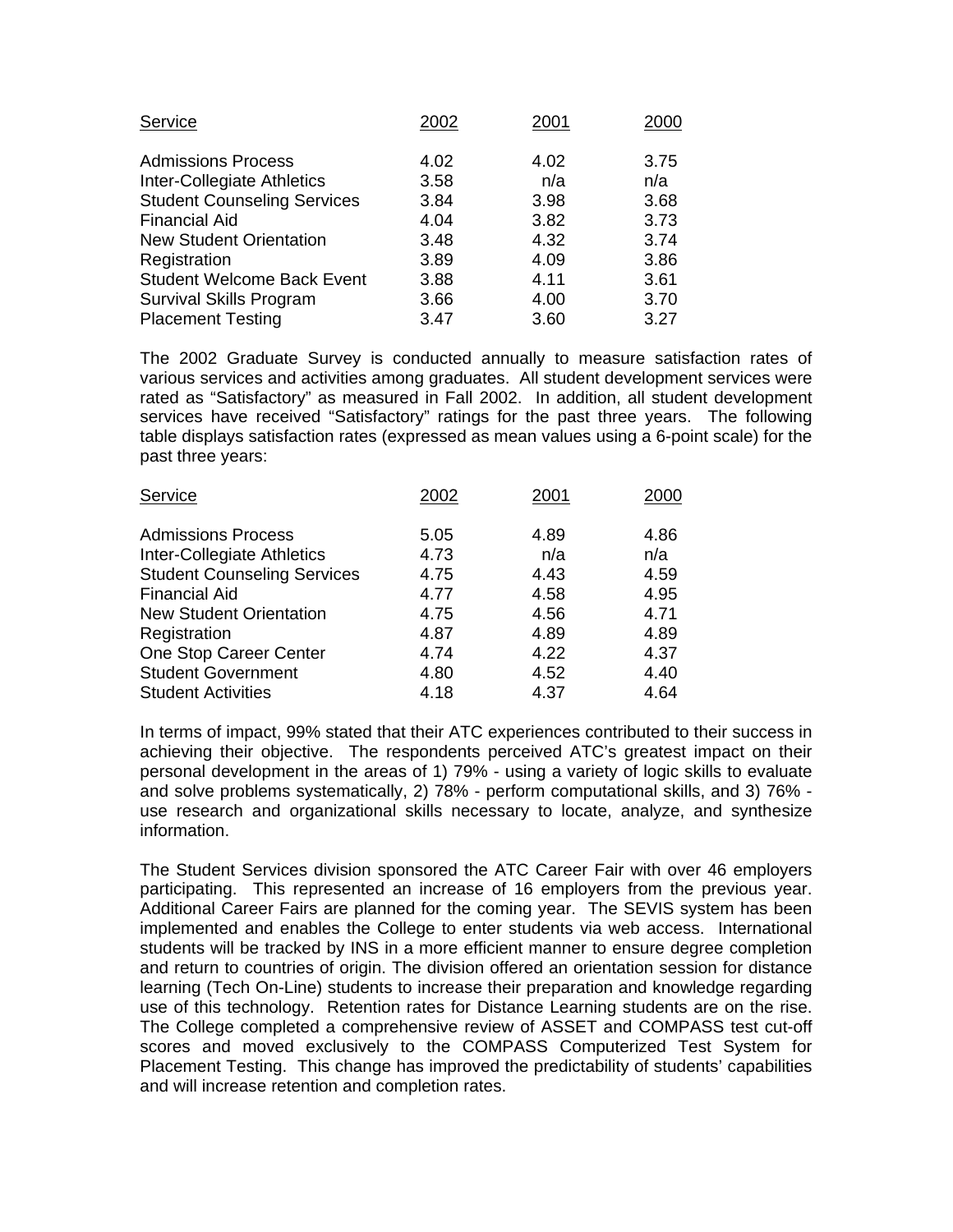| Service | 2002 | 2001 | 2000 |
|---|---|---|---|
| Admissions Process | 4.02 | 4.02 | 3.75 |
| Inter-Collegiate Athletics | 3.58 | n/a | n/a |
| Student Counseling Services | 3.84 | 3.98 | 3.68 |
| Financial Aid | 4.04 | 3.82 | 3.73 |
| New Student Orientation | 3.48 | 4.32 | 3.74 |
| Registration | 3.89 | 4.09 | 3.86 |
| Student Welcome Back Event | 3.88 | 4.11 | 3.61 |
| Survival Skills Program | 3.66 | 4.00 | 3.70 |
| Placement Testing | 3.47 | 3.60 | 3.27 |

The 2002 Graduate Survey is conducted annually to measure satisfaction rates of various services and activities among graduates. All student development services were rated as "Satisfactory" as measured in Fall 2002. In addition, all student development services have received "Satisfactory" ratings for the past three years. The following table displays satisfaction rates (expressed as mean values using a 6-point scale) for the past three years:

| Service | 2002 | 2001 | 2000 |
|---|---|---|---|
| Admissions Process | 5.05 | 4.89 | 4.86 |
| Inter-Collegiate Athletics | 4.73 | n/a | n/a |
| Student Counseling Services | 4.75 | 4.43 | 4.59 |
| Financial Aid | 4.77 | 4.58 | 4.95 |
| New Student Orientation | 4.75 | 4.56 | 4.71 |
| Registration | 4.87 | 4.89 | 4.89 |
| One Stop Career Center | 4.74 | 4.22 | 4.37 |
| Student Government | 4.80 | 4.52 | 4.40 |
| Student Activities | 4.18 | 4.37 | 4.64 |

In terms of impact, 99% stated that their ATC experiences contributed to their success in achieving their objective. The respondents perceived ATC's greatest impact on their personal development in the areas of 1) 79% - using a variety of logic skills to evaluate and solve problems systematically, 2) 78% - perform computational skills, and 3) 76% - use research and organizational skills necessary to locate, analyze, and synthesize information.

The Student Services division sponsored the ATC Career Fair with over 46 employers participating. This represented an increase of 16 employers from the previous year. Additional Career Fairs are planned for the coming year. The SEVIS system has been implemented and enables the College to enter students via web access. International students will be tracked by INS in a more efficient manner to ensure degree completion and return to countries of origin. The division offered an orientation session for distance learning (Tech On-Line) students to increase their preparation and knowledge regarding use of this technology. Retention rates for Distance Learning students are on the rise. The College completed a comprehensive review of ASSET and COMPASS test cut-off scores and moved exclusively to the COMPASS Computerized Test System for Placement Testing. This change has improved the predictability of students' capabilities and will increase retention and completion rates.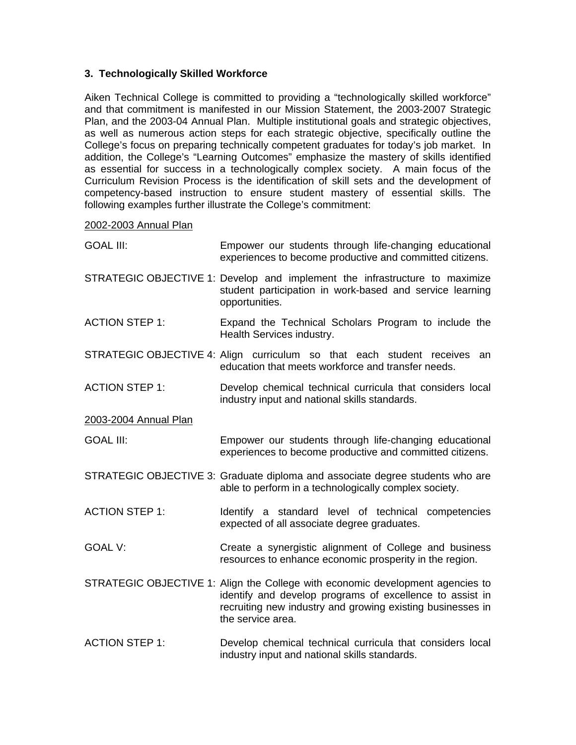### 3. Technologically Skilled Workforce

Aiken Technical College is committed to providing a "technologically skilled workforce" and that commitment is manifested in our Mission Statement, the 2003-2007 Strategic Plan, and the 2003-04 Annual Plan. Multiple institutional goals and strategic objectives, as well as numerous action steps for each strategic objective, specifically outline the College's focus on preparing technically competent graduates for today's job market. In addition, the College's "Learning Outcomes" emphasize the mastery of skills identified as essential for success in a technologically complex society. A main focus of the Curriculum Revision Process is the identification of skill sets and the development of competency-based instruction to ensure student mastery of essential skills. The following examples further illustrate the College's commitment:

<u>2002-2003 Annual Plan</u>

GOAL III: Empower our students through life-changing educational experiences to become productive and committed citizens.

STRATEGIC OBJECTIVE 1: Develop and implement the infrastructure to maximize student participation in work-based and service learning opportunities.

ACTION STEP 1: Expand the Technical Scholars Program to include the Health Services industry.

STRATEGIC OBJECTIVE 4: Align curriculum so that each student receives an education that meets workforce and transfer needs.

ACTION STEP 1: Develop chemical technical curricula that considers local industry input and national skills standards.

<u>2003-2004 Annual Plan</u>

GOAL III: Empower our students through life-changing educational experiences to become productive and committed citizens.

STRATEGIC OBJECTIVE 3: Graduate diploma and associate degree students who are able to perform in a technologically complex society.

ACTION STEP 1: Identify a standard level of technical competencies expected of all associate degree graduates.

GOAL V: Create a synergistic alignment of College and business resources to enhance economic prosperity in the region.

STRATEGIC OBJECTIVE 1: Align the College with economic development agencies to identify and develop programs of excellence to assist in recruiting new industry and growing existing businesses in the service area.

ACTION STEP 1: Develop chemical technical curricula that considers local industry input and national skills standards.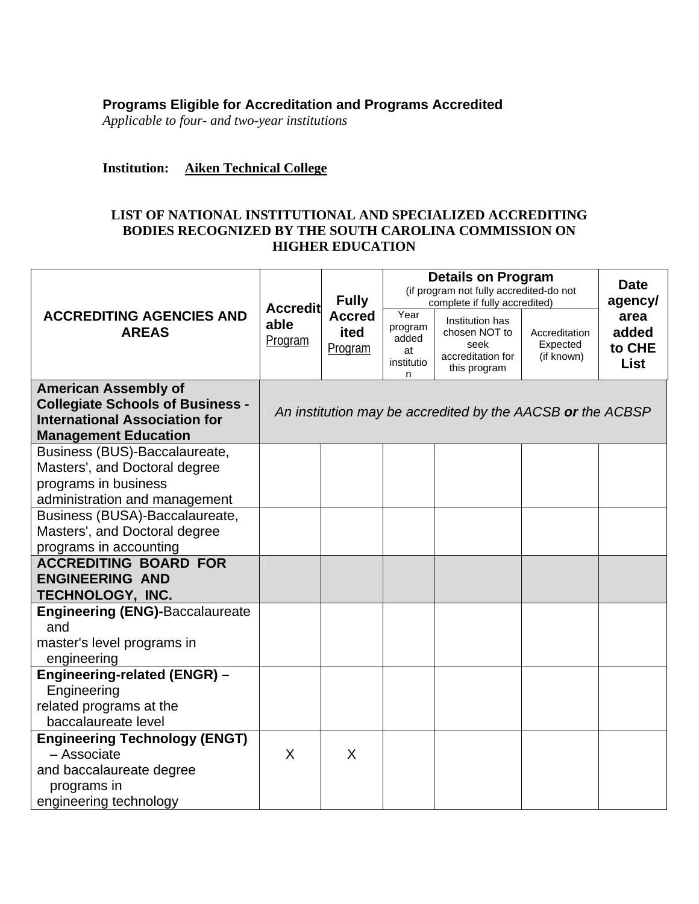**Programs Eligible for Accreditation and Programs Accredited**
*Applicable to four- and two-year institutions*

**Institution:** **Aiken Technical College**

**LIST OF NATIONAL INSTITUTIONAL AND SPECIALIZED ACCREDITING BODIES RECOGNIZED BY THE SOUTH CAROLINA COMMISSION ON HIGHER EDUCATION**

| ACCREDITING AGENCIES AND AREAS | Accreditable Program | Fully Accredited Program | Details on Program (if program not fully accredited-do not complete if fully accredited) | | | Date agency/ area added to CHE List |
|---|---|---|---|---|---|---|
| | | | Year program added at institution | Institution has chosen NOT to seek accreditation for this program | Accreditation Expected (if known) | |
| **American Assembly of Collegiate Schools of Business - International Association for Management Education** | *An institution may be accredited by the AACSB **or** the ACBSP* | | | | | |
| Business (BUS)-Baccalaureate, Masters', and Doctoral degree programs in business administration and management | | | | | | |
| Business (BUSA)-Baccalaureate, Masters', and Doctoral degree programs in accounting | | | | | | |
| **ACCREDITING BOARD FOR ENGINEERING AND TECHNOLOGY, INC.** | | | | | | |
| **Engineering (ENG)-**Baccalaureate and master's level programs in engineering | | | | | | |
| **Engineering-related (ENGR) –** Engineering related programs at the baccalaureate level | | | | | | |
| **Engineering Technology (ENGT)** – Associate and baccalaureate degree programs in engineering technology | X | X | | | | |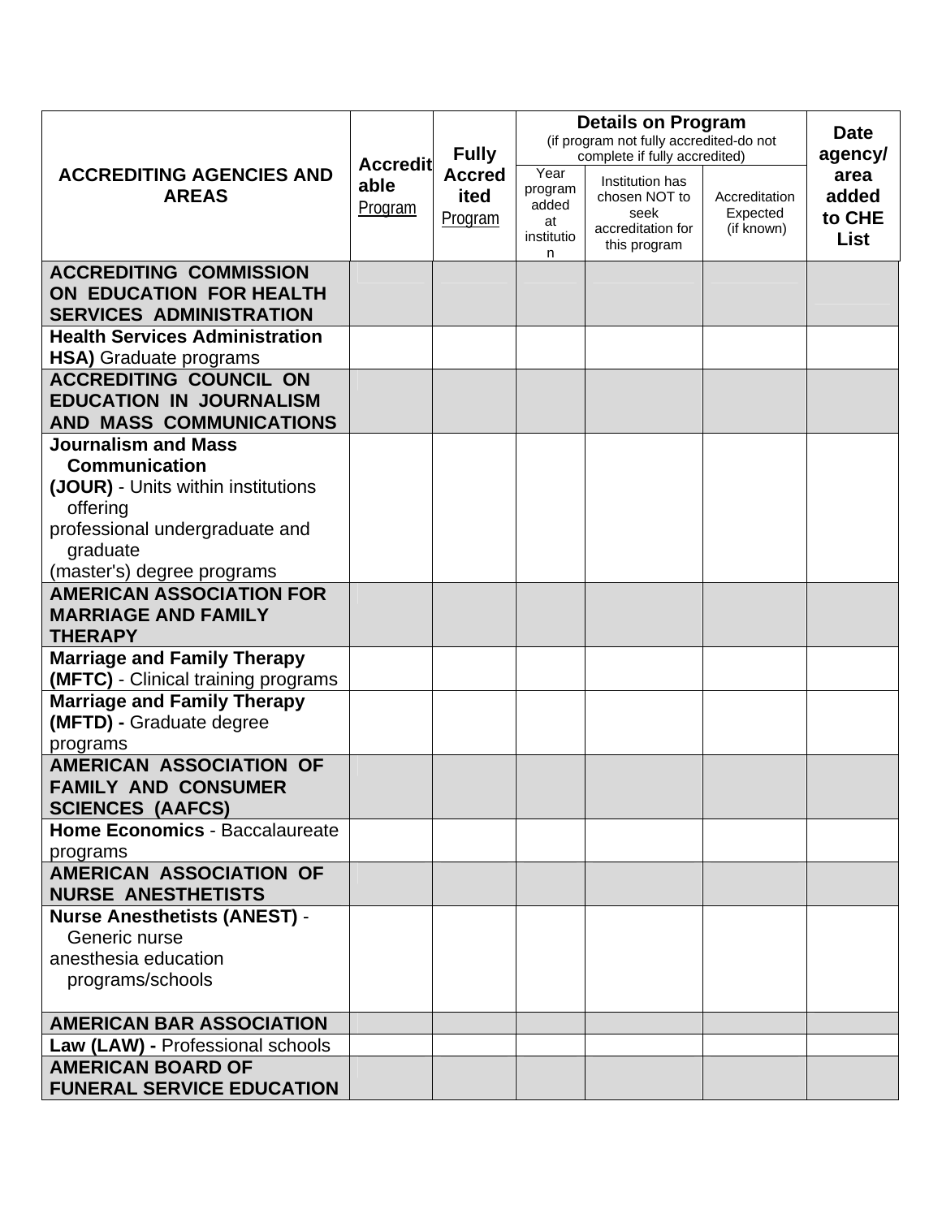| ACCREDITING AGENCIES AND AREAS | Accreditable Program | Fully Accredited Program | Details on Program (if program not fully accredited-do not complete if fully accredited) | | | Date agency/ area added to CHE List |
|---|---|---|---|---|---|---|
| | | | Year program added at institution | Institution has chosen NOT to seek accreditation for this program | Accreditation Expected (if known) | |
| **ACCREDITING COMMISSION ON EDUCATION FOR HEALTH SERVICES ADMINISTRATION** | | | | | | |
| **Health Services Administration HSA)** Graduate programs | | | | | | |
| **ACCREDITING COUNCIL ON EDUCATION IN JOURNALISM AND MASS COMMUNICATIONS** | | | | | | |
| **Journalism and Mass Communication (JOUR)** - Units within institutions offering professional undergraduate and graduate (master's) degree programs | | | | | | |
| **AMERICAN ASSOCIATION FOR MARRIAGE AND FAMILY THERAPY** | | | | | | |
| **Marriage and Family Therapy (MFTC)** - Clinical training programs | | | | | | |
| **Marriage and Family Therapy (MFTD) -** Graduate degree programs | | | | | | |
| **AMERICAN ASSOCIATION OF FAMILY AND CONSUMER SCIENCES (AAFCS)** | | | | | | |
| **Home Economics** - Baccalaureate programs | | | | | | |
| **AMERICAN ASSOCIATION OF NURSE ANESTHETISTS** | | | | | | |
| **Nurse Anesthetists (ANEST)** - Generic nurse anesthesia education programs/schools | | | | | | |
| **AMERICAN BAR ASSOCIATION** | | | | | | |
| **Law (LAW) -** Professional schools | | | | | | |
| **AMERICAN BOARD OF FUNERAL SERVICE EDUCATION** | | | | | | |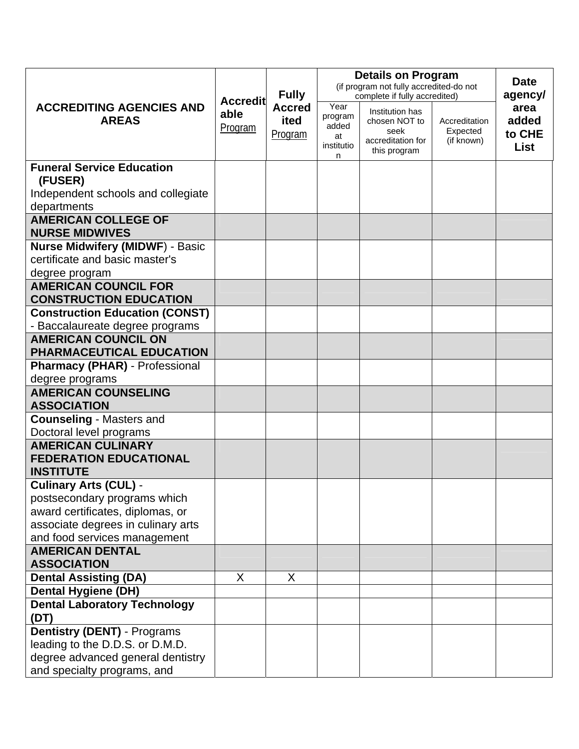| ACCREDITING AGENCIES AND AREAS | Accreditable Program | Fully Accredited Program | Details on Program (if program not fully accredited-do not complete if fully accredited) | | | Date agency/ area added to CHE List |
|---|---|---|---|---|---|---|
| | | | Year program added at institution | Institution has chosen NOT to seek accreditation for this program | Accreditation Expected (if known) | |
| **Funeral Service Education (FUSER)** Independent schools and collegiate departments | | | | | | |
| **AMERICAN COLLEGE OF NURSE MIDWIVES** | | | | | | |
| **Nurse Midwifery (MIDWF)** - Basic certificate and basic master's degree program | | | | | | |
| **AMERICAN COUNCIL FOR CONSTRUCTION EDUCATION** | | | | | | |
| **Construction Education (CONST)** - Baccalaureate degree programs | | | | | | |
| **AMERICAN COUNCIL ON PHARMACEUTICAL EDUCATION** | | | | | | |
| **Pharmacy (PHAR)** - Professional degree programs | | | | | | |
| **AMERICAN COUNSELING ASSOCIATION** | | | | | | |
| **Counseling** - Masters and Doctoral level programs | | | | | | |
| **AMERICAN CULINARY FEDERATION EDUCATIONAL INSTITUTE** | | | | | | |
| **Culinary Arts (CUL)** - postsecondary programs which award certificates, diplomas, or associate degrees in culinary arts and food services management | | | | | | |
| **AMERICAN DENTAL ASSOCIATION** | | | | | | |
| **Dental Assisting (DA)** | X | X | | | | |
| **Dental Hygiene (DH)** | | | | | | |
| **Dental Laboratory Technology (DT)** | | | | | | |
| **Dentistry (DENT)** - Programs leading to the D.D.S. or D.M.D. degree advanced general dentistry and specialty programs, and | | | | | | |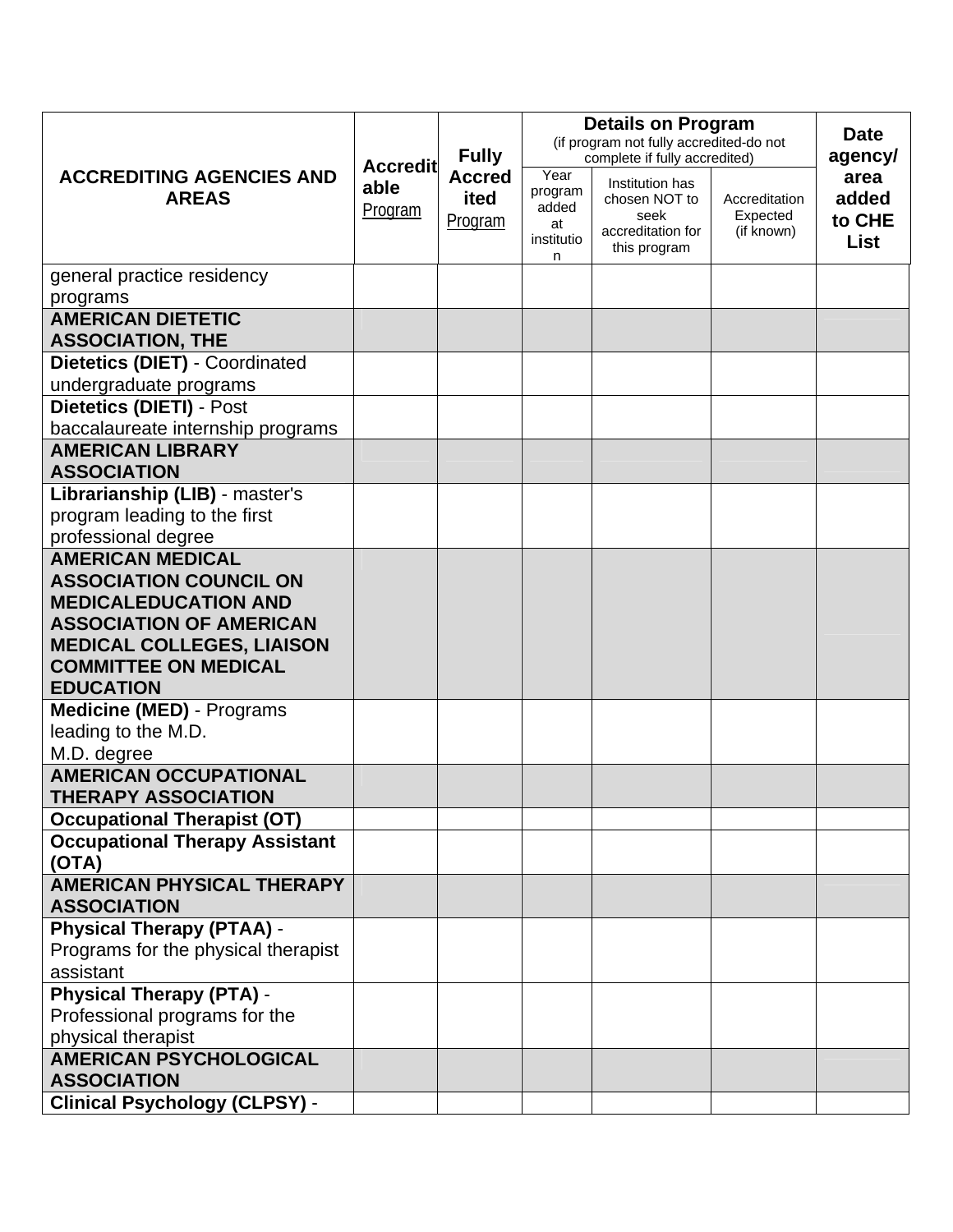| ACCREDITING AGENCIES AND AREAS | Accreditable Program | Fully Accredited Program | Details on Program (if program not fully accredited-do not complete if fully accredited) | | | Date agency/ area added to CHE List |
|---|---|---|---|---|---|---|
| | | | Year program added at institution | Institution has chosen NOT to seek accreditation for this program | Accreditation Expected (if known) | |
| general practice residency programs | | | | | | |
| **AMERICAN DIETETIC ASSOCIATION, THE** | | | | | | |
| **Dietetics (DIET)** - Coordinated undergraduate programs | | | | | | |
| **Dietetics (DIETI)** - Post baccalaureate internship programs | | | | | | |
| **AMERICAN LIBRARY ASSOCIATION** | | | | | | |
| **Librarianship (LIB)** - master's program leading to the first professional degree | | | | | | |
| **AMERICAN MEDICAL ASSOCIATION COUNCIL ON MEDICALEDUCATION AND ASSOCIATION OF AMERICAN MEDICAL COLLEGES, LIAISON COMMITTEE ON MEDICAL EDUCATION** | | | | | | |
| **Medicine (MED)** - Programs leading to the M.D. M.D. degree | | | | | | |
| **AMERICAN OCCUPATIONAL THERAPY ASSOCIATION** | | | | | | |
| **Occupational Therapist (OT)** | | | | | | |
| **Occupational Therapy Assistant (OTA)** | | | | | | |
| **AMERICAN PHYSICAL THERAPY ASSOCIATION** | | | | | | |
| **Physical Therapy (PTAA)** - Programs for the physical therapist assistant | | | | | | |
| **Physical Therapy (PTA)** - Professional programs for the physical therapist | | | | | | |
| **AMERICAN PSYCHOLOGICAL ASSOCIATION** | | | | | | |
| **Clinical Psychology (CLPSY)** - | | | | | | |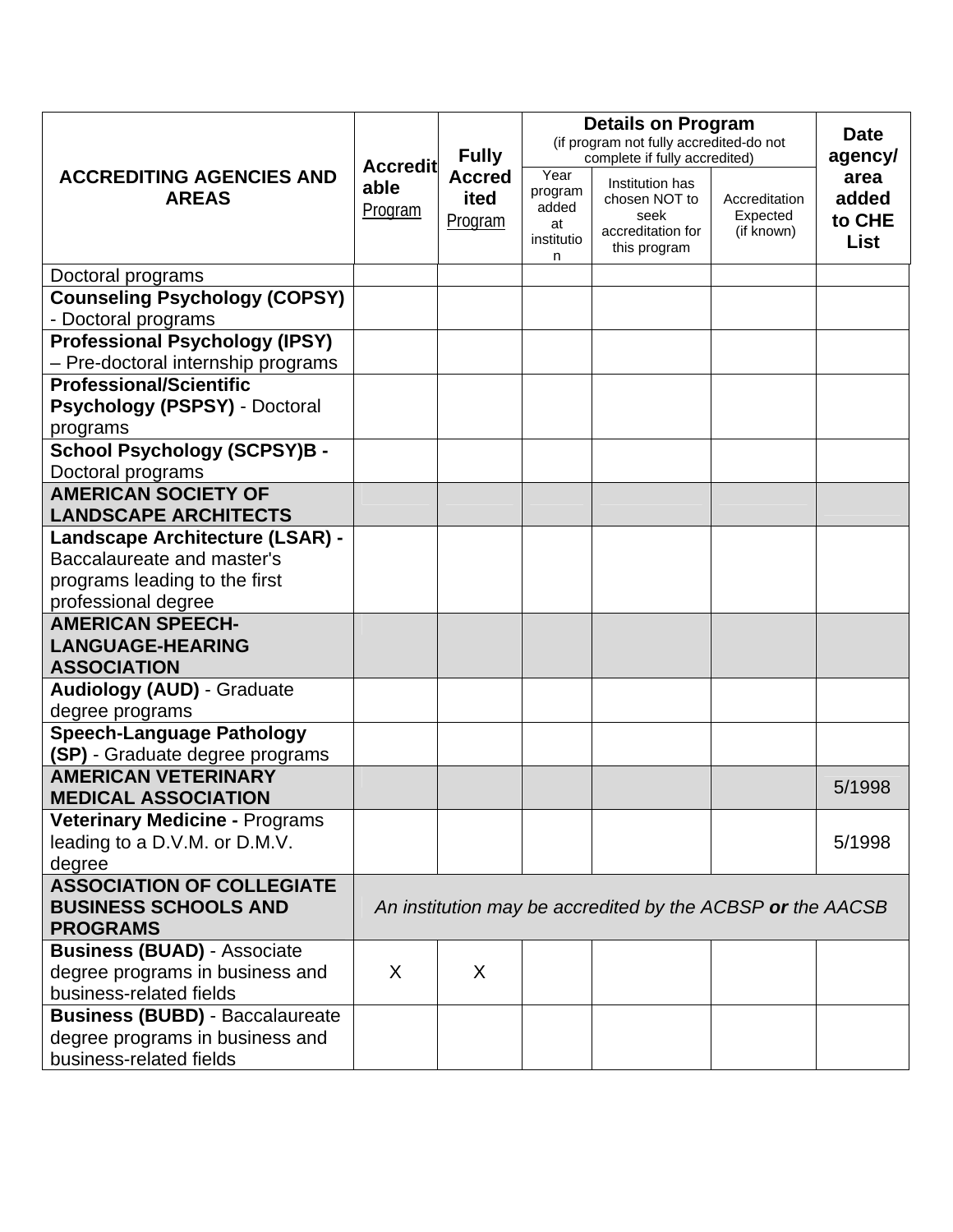| ACCREDITING AGENCIES AND AREAS | Accreditable Program | Fully Accredited Program | Details on Program (if program not fully accredited-do not complete if fully accredited) | | | Date agency/ area added to CHE List |
|---|---|---|---|---|---|---|
| | | | Year program added at institution | Institution has chosen NOT to seek accreditation for this program | Accreditation Expected (if known) | |
| Doctoral programs | | | | | | |
| **Counseling Psychology (COPSY)** - Doctoral programs | | | | | | |
| **Professional Psychology (IPSY)** – Pre-doctoral internship programs | | | | | | |
| **Professional/Scientific Psychology (PSPSY)** - Doctoral programs | | | | | | |
| **School Psychology (SCPSY)B -** Doctoral programs | | | | | | |
| **AMERICAN SOCIETY OF LANDSCAPE ARCHITECTS** | | | | | | |
| **Landscape Architecture (LSAR) -** Baccalaureate and master's programs leading to the first professional degree | | | | | | |
| **AMERICAN SPEECH-LANGUAGE-HEARING ASSOCIATION** | | | | | | |
| **Audiology (AUD)** - Graduate degree programs | | | | | | |
| **Speech-Language Pathology (SP)** - Graduate degree programs | | | | | | |
| **AMERICAN VETERINARY MEDICAL ASSOCIATION** | | | | | | 5/1998 |
| **Veterinary Medicine -** Programs leading to a D.V.M. or D.M.V. degree | | | | | | 5/1998 |
| **ASSOCIATION OF COLLEGIATE BUSINESS SCHOOLS AND PROGRAMS** | *An institution may be accredited by the ACBSP* ***or*** *the AACSB* | | | | | |
| **Business (BUAD)** - Associate degree programs in business and business-related fields | X | X | | | | |
| **Business (BUBD)** - Baccalaureate degree programs in business and business-related fields | | | | | | |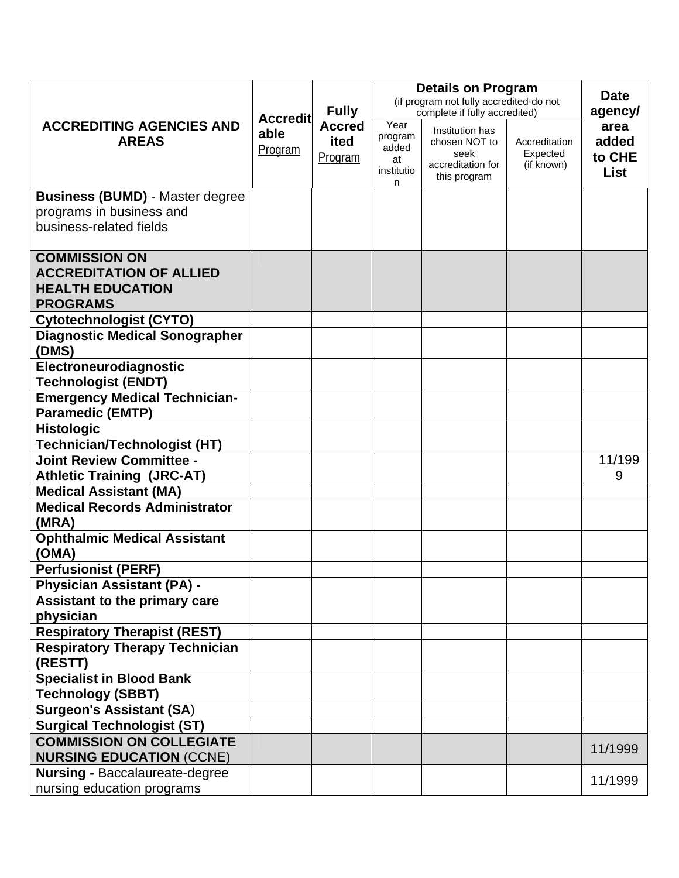| ACCREDITING AGENCIES AND AREAS | Accreditable Program | Fully Accredited Program | Details on Program (if program not fully accredited-do not complete if fully accredited) | | | Date agency/ area added to CHE List |
|---|---|---|---|---|---|---|
| | | | Year program added at institution | Institution has chosen NOT to seek accreditation for this program | Accreditation Expected (if known) | |
| **Business (BUMD)** - Master degree programs in business and business-related fields | | | | | | |
| **COMMISSION ON ACCREDITATION OF ALLIED HEALTH EDUCATION PROGRAMS** | | | | | | |
| **Cytotechnologist (CYTO)** | | | | | | |
| **Diagnostic Medical Sonographer (DMS)** | | | | | | |
| **Electroneurodiagnostic Technologist (ENDT)** | | | | | | |
| **Emergency Medical Technician-Paramedic (EMTP)** | | | | | | |
| **Histologic Technician/Technologist (HT)** | | | | | | |
| **Joint Review Committee - Athletic Training (JRC-AT)** | | | | | | 11/1999 |
| **Medical Assistant (MA)** | | | | | | |
| **Medical Records Administrator (MRA)** | | | | | | |
| **Ophthalmic Medical Assistant (OMA)** | | | | | | |
| **Perfusionist (PERF)** | | | | | | |
| **Physician Assistant (PA) - Assistant to the primary care physician** | | | | | | |
| **Respiratory Therapist (REST)** | | | | | | |
| **Respiratory Therapy Technician (RESTT)** | | | | | | |
| **Specialist in Blood Bank Technology (SBBT)** | | | | | | |
| **Surgeon's Assistant (SA)** | | | | | | |
| **Surgical Technologist (ST)** | | | | | | |
| **COMMISSION ON COLLEGIATE NURSING EDUCATION** (CCNE) | | | | | | 11/1999 |
| **Nursing -** Baccalaureate-degree nursing education programs | | | | | | 11/1999 |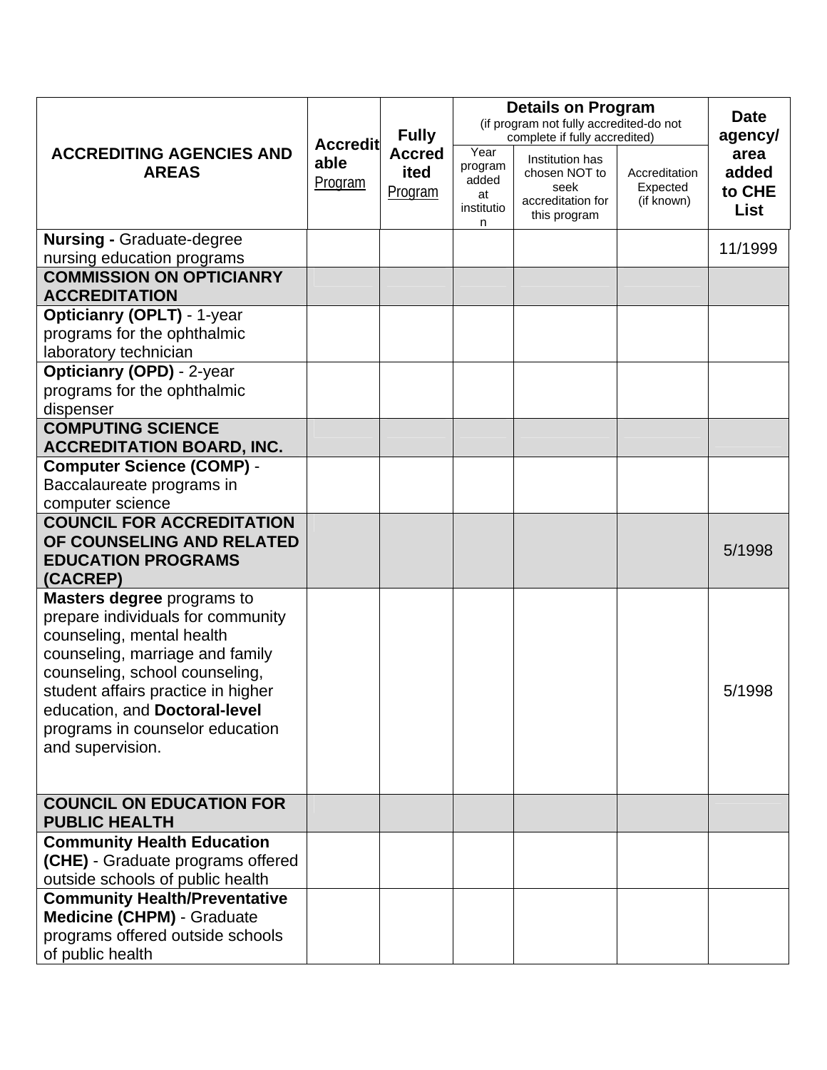| ACCREDITING AGENCIES AND AREAS | Accreditable Program | Fully Accredited Program | Details on Program (if program not fully accredited-do not complete if fully accredited) | | | Date agency/ area added to CHE List |
|---|---|---|---|---|---|---|
| | | | Year program added at institution | Institution has chosen NOT to seek accreditation for this program | Accreditation Expected (if known) | |
| **Nursing -** Graduate-degree nursing education programs | | | | | | 11/1999 |
| **COMMISSION ON OPTICIANRY ACCREDITATION** | | | | | | |
| **Opticianry (OPLT)** - 1-year programs for the ophthalmic laboratory technician | | | | | | |
| **Opticianry (OPD)** - 2-year programs for the ophthalmic dispenser | | | | | | |
| **COMPUTING SCIENCE ACCREDITATION BOARD, INC.** | | | | | | |
| **Computer Science (COMP)** - Baccalaureate programs in computer science | | | | | | |
| **COUNCIL FOR ACCREDITATION OF COUNSELING AND RELATED EDUCATION PROGRAMS (CACREP)** | | | | | | 5/1998 |
| **Masters degree** programs to prepare individuals for community counseling, mental health counseling, marriage and family counseling, school counseling, student affairs practice in higher education, and **Doctoral-level** programs in counselor education and supervision. | | | | | | 5/1998 |
| **COUNCIL ON EDUCATION FOR PUBLIC HEALTH** | | | | | | |
| **Community Health Education (CHE)** - Graduate programs offered outside schools of public health | | | | | | |
| **Community Health/Preventative Medicine (CHPM)** - Graduate programs offered outside schools of public health | | | | | | |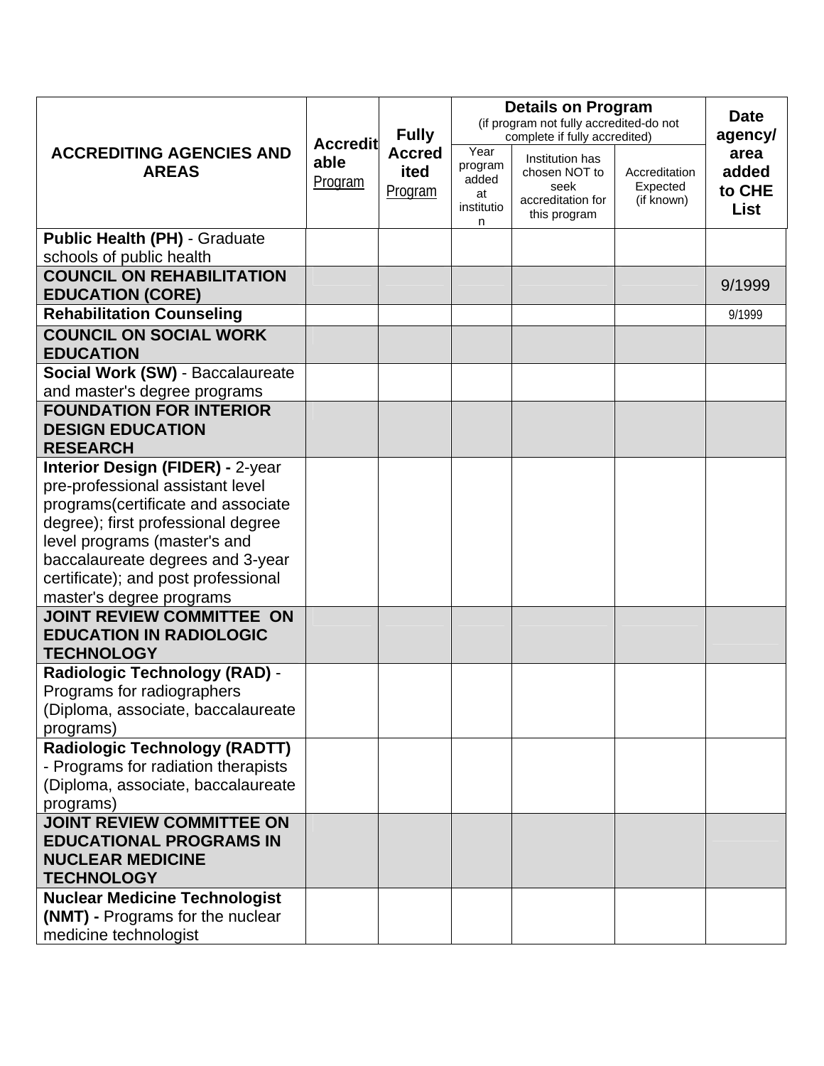| ACCREDITING AGENCIES AND AREAS | Accreditable Program | Fully Accredited Program | Details on Program (if program not fully accredited-do not complete if fully accredited) | | | Date agency/ area added to CHE List |
|---|---|---|---|---|---|---|
| | | | Year program added at institution | Institution has chosen NOT to seek accreditation for this program | Accreditation Expected (if known) | |
| **Public Health (PH)** - Graduate schools of public health | | | | | | |
| **COUNCIL ON REHABILITATION EDUCATION (CORE)** | | | | | | 9/1999 |
| **Rehabilitation Counseling** | | | | | | 9/1999 |
| **COUNCIL ON SOCIAL WORK EDUCATION** | | | | | | |
| **Social Work (SW)** - Baccalaureate and master's degree programs | | | | | | |
| **FOUNDATION FOR INTERIOR DESIGN EDUCATION RESEARCH** | | | | | | |
| **Interior Design (FIDER) -** 2-year pre-professional assistant level programs(certificate and associate degree); first professional degree level programs (master's and baccalaureate degrees and 3-year certificate); and post professional master's degree programs | | | | | | |
| **JOINT REVIEW COMMITTEE ON EDUCATION IN RADIOLOGIC TECHNOLOGY** | | | | | | |
| **Radiologic Technology (RAD)** - Programs for radiographers (Diploma, associate, baccalaureate programs) | | | | | | |
| **Radiologic Technology (RADTT)** - Programs for radiation therapists (Diploma, associate, baccalaureate programs) | | | | | | |
| **JOINT REVIEW COMMITTEE ON EDUCATIONAL PROGRAMS IN NUCLEAR MEDICINE TECHNOLOGY** | | | | | | |
| **Nuclear Medicine Technologist (NMT) -** Programs for the nuclear medicine technologist | | | | | | |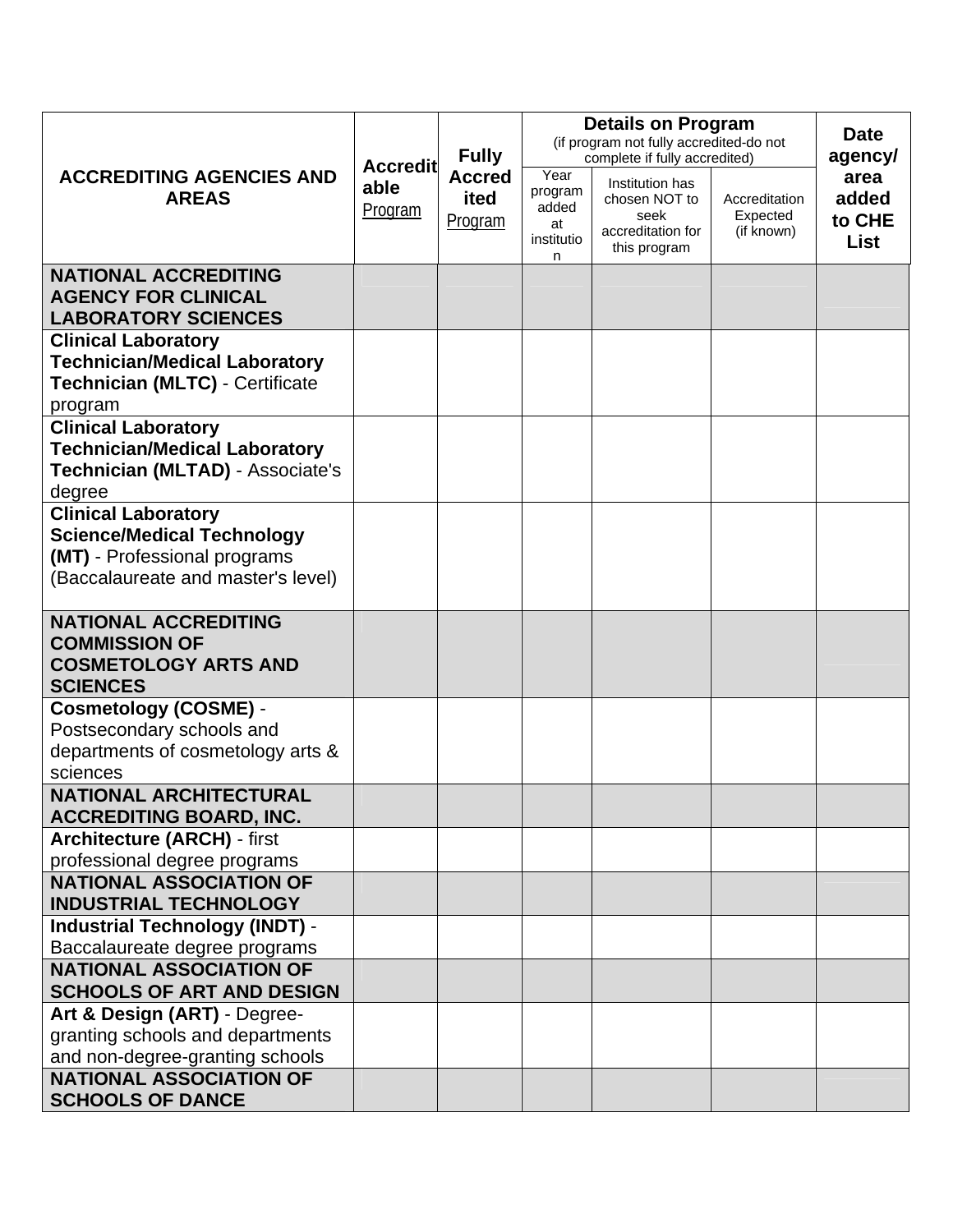| ACCREDITING AGENCIES AND AREAS | Accreditable Program | Fully Accredited Program | Details on Program (if program not fully accredited-do not complete if fully accredited) | | | Date agency/ area added to CHE List |
|---|---|---|---|---|---|---|
| | | | Year program added at institution | Institution has chosen NOT to seek accreditation for this program | Accreditation Expected (if known) | |
| **NATIONAL ACCREDITING AGENCY FOR CLINICAL LABORATORY SCIENCES** | | | | | | |
| **Clinical Laboratory Technician/Medical Laboratory Technician (MLTC)** - Certificate program | | | | | | |
| **Clinical Laboratory Technician/Medical Laboratory Technician (MLTAD)** - Associate's degree | | | | | | |
| **Clinical Laboratory Science/Medical Technology (MT)** - Professional programs (Baccalaureate and master's level) | | | | | | |
| **NATIONAL ACCREDITING COMMISSION OF COSMETOLOGY ARTS AND SCIENCES** | | | | | | |
| **Cosmetology (COSME)** - Postsecondary schools and departments of cosmetology arts & sciences | | | | | | |
| **NATIONAL ARCHITECTURAL ACCREDITING BOARD, INC.** | | | | | | |
| **Architecture (ARCH)** - first professional degree programs | | | | | | |
| **NATIONAL ASSOCIATION OF INDUSTRIAL TECHNOLOGY** | | | | | | |
| **Industrial Technology (INDT)** - Baccalaureate degree programs | | | | | | |
| **NATIONAL ASSOCIATION OF SCHOOLS OF ART AND DESIGN** | | | | | | |
| **Art & Design (ART)** - Degree-granting schools and departments and non-degree-granting schools | | | | | | |
| **NATIONAL ASSOCIATION OF SCHOOLS OF DANCE** | | | | | | |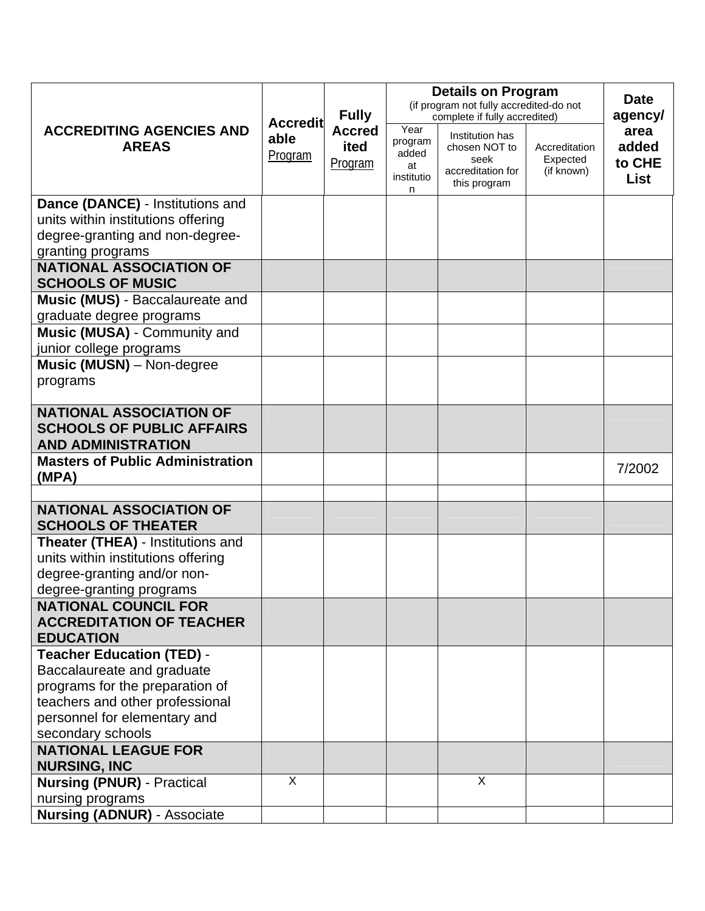| ACCREDITING AGENCIES AND AREAS | Accreditable Program | Fully Accredited Program | Details on Program (if program not fully accredited-do not complete if fully accredited) | | | Date agency/ area added to CHE List |
|---|---|---|---|---|---|---|
| | | | Year program added at institution | Institution has chosen NOT to seek accreditation for this program | Accreditation Expected (if known) | |
| **Dance (DANCE)** - Institutions and units within institutions offering degree-granting and non-degree-granting programs | | | | | | |
| **NATIONAL ASSOCIATION OF SCHOOLS OF MUSIC** | | | | | | |
| **Music (MUS)** - Baccalaureate and graduate degree programs | | | | | | |
| **Music (MUSA)** - Community and junior college programs | | | | | | |
| **Music (MUSN)** – Non-degree programs | | | | | | |
| **NATIONAL ASSOCIATION OF SCHOOLS OF PUBLIC AFFAIRS AND ADMINISTRATION** | | | | | | |
| **Masters of Public Administration (MPA)** | | | | | | 7/2002 |
| | | | | | | |
| **NATIONAL ASSOCIATION OF SCHOOLS OF THEATER** | | | | | | |
| **Theater (THEA)** - Institutions and units within institutions offering degree-granting and/or non-degree-granting programs | | | | | | |
| **NATIONAL COUNCIL FOR ACCREDITATION OF TEACHER EDUCATION** | | | | | | |
| **Teacher Education (TED)** - Baccalaureate and graduate programs for the preparation of teachers and other professional personnel for elementary and secondary schools | | | | | | |
| **NATIONAL LEAGUE FOR NURSING, INC** | | | | | | |
| **Nursing (PNUR)** - Practical nursing programs | X | | | X | | |
| **Nursing (ADNUR)** - Associate | | | | | | |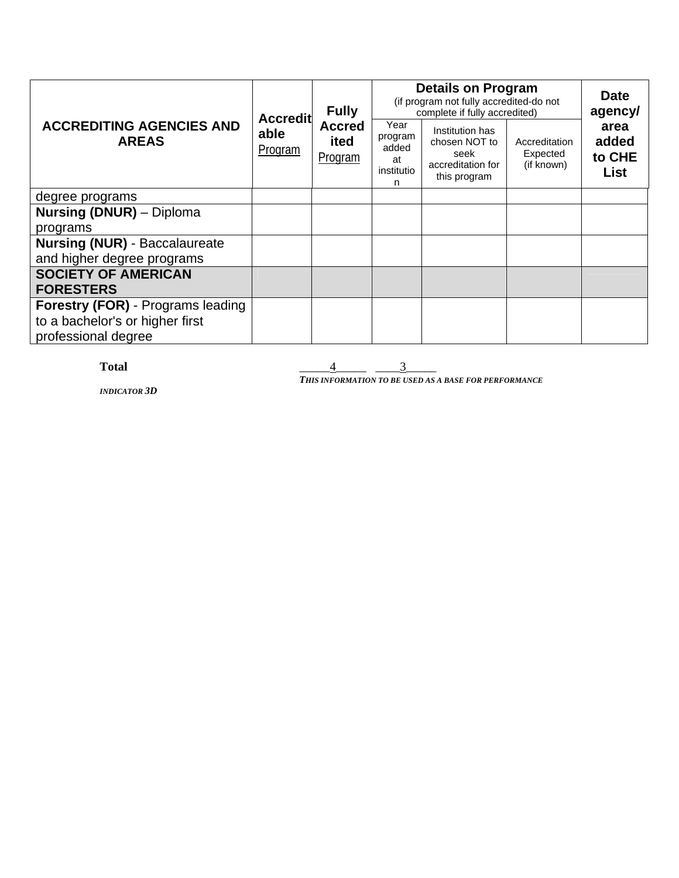| ACCREDITING AGENCIES AND AREAS | Accreditable Program | Fully Accredited Program | Details on Program (if program not fully accredited-do not complete if fully accredited) | | | Date agency/ area added to CHE List |
|---|---|---|---|---|---|---|
| | | | Year program added at institution | Institution has chosen NOT to seek accreditation for this program | Accreditation Expected (if known) | |
| degree programs | | | | | | |
| **Nursing (DNUR)** – Diploma programs | | | | | | |
| **Nursing (NUR)** - Baccalaureate and higher degree programs | | | | | | |
| **SOCIETY OF AMERICAN FORESTERS** | | | | | | |
| **Forestry (FOR)** - Programs leading to a bachelor's or higher first professional degree | | | | | | |

**Total** _____4_____ ____3_____

***THIS INFORMATION TO BE USED AS A BASE FOR PERFORMANCE INDICATOR 3D***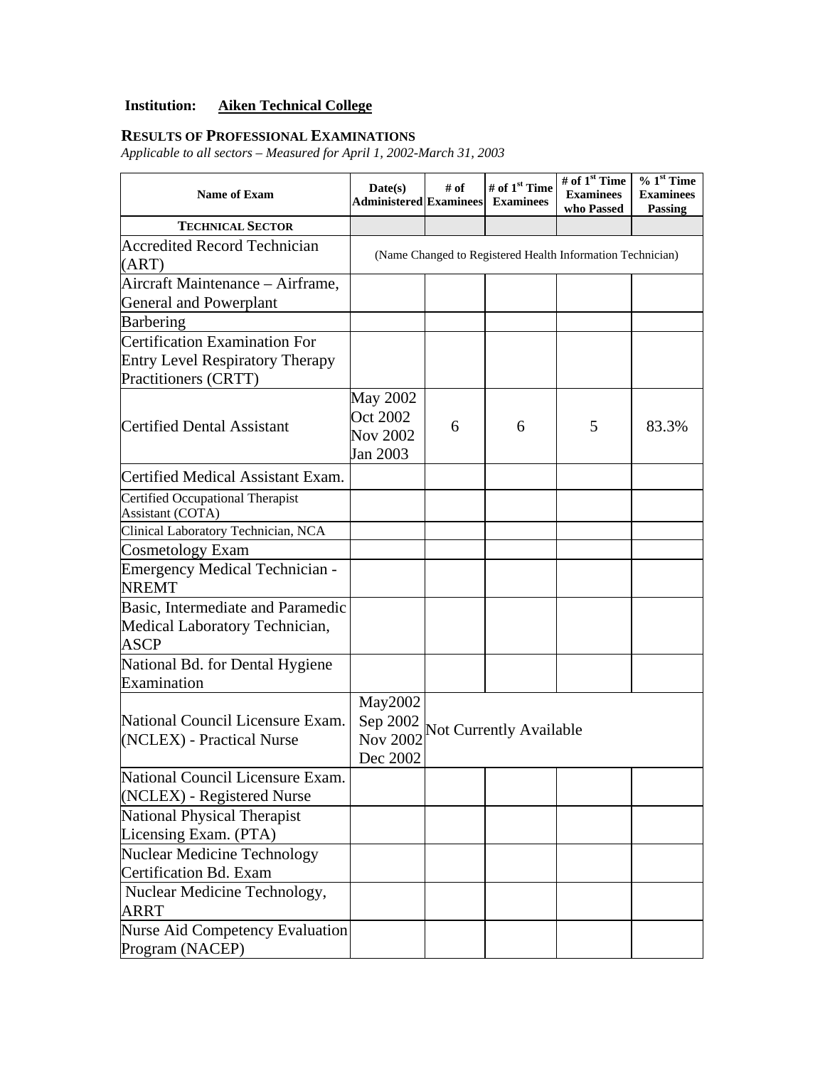**Institution:** **Aiken Technical College**

## RESULTS OF PROFESSIONAL EXAMINATIONS

*Applicable to all sectors – Measured for April 1, 2002-March 31, 2003*

| Name of Exam | Date(s) Administered | # of Examinees | # of 1st Time Examinees | # of 1st Time Examinees who Passed | % 1st Time Examinees Passing |
|---|---|---|---|---|---|
| **TECHNICAL SECTOR** | | | | | |
| Accredited Record Technician (ART) | (Name Changed to Registered Health Information Technician) | | | | |
| Aircraft Maintenance – Airframe, General and Powerplant | | | | | |
| Barbering | | | | | |
| Certification Examination For Entry Level Respiratory Therapy Practitioners (CRTT) | | | | | |
| Certified Dental Assistant | May 2002 Oct 2002 Nov 2002 Jan 2003 | 6 | 6 | 5 | 83.3% |
| Certified Medical Assistant Exam. | | | | | |
| Certified Occupational Therapist Assistant (COTA) | | | | | |
| Clinical Laboratory Technician, NCA | | | | | |
| Cosmetology Exam | | | | | |
| Emergency Medical Technician - NREMT | | | | | |
| Basic, Intermediate and Paramedic Medical Laboratory Technician, ASCP | | | | | |
| National Bd. for Dental Hygiene Examination | | | | | |
| National Council Licensure Exam. (NCLEX) - Practical Nurse | May2002 Sep 2002 Nov 2002 Dec 2002 | Not Currently Available | | | |
| National Council Licensure Exam. (NCLEX) - Registered Nurse | | | | | |
| National Physical Therapist Licensing Exam. (PTA) | | | | | |
| Nuclear Medicine Technology Certification Bd. Exam | | | | | |
| Nuclear Medicine Technology, ARRT | | | | | |
| Nurse Aid Competency Evaluation Program (NACEP) | | | | | |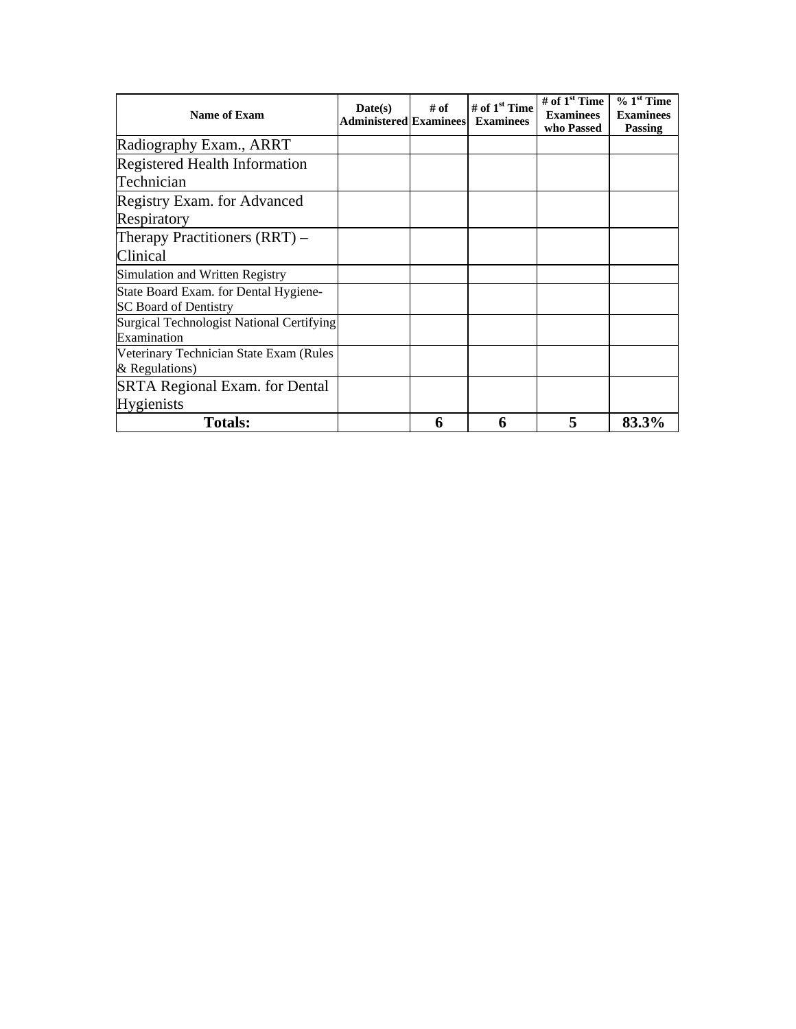| Name of Exam | Date(s) Administered | # of Examinees | # of 1st Time Examinees | # of 1st Time Examinees who Passed | % 1st Time Examinees Passing |
|---|---|---|---|---|---|
| Radiography Exam., ARRT | | | | | |
| Registered Health Information Technician | | | | | |
| Registry Exam. for Advanced Respiratory | | | | | |
| Therapy Practitioners (RRT) – Clinical | | | | | |
| Simulation and Written Registry | | | | | |
| State Board Exam. for Dental Hygiene- SC Board of Dentistry | | | | | |
| Surgical Technologist National Certifying Examination | | | | | |
| Veterinary Technician State Exam (Rules & Regulations) | | | | | |
| SRTA Regional Exam. for Dental Hygienists | | | | | |
| **Totals:** | | **6** | **6** | **5** | **83.3%** |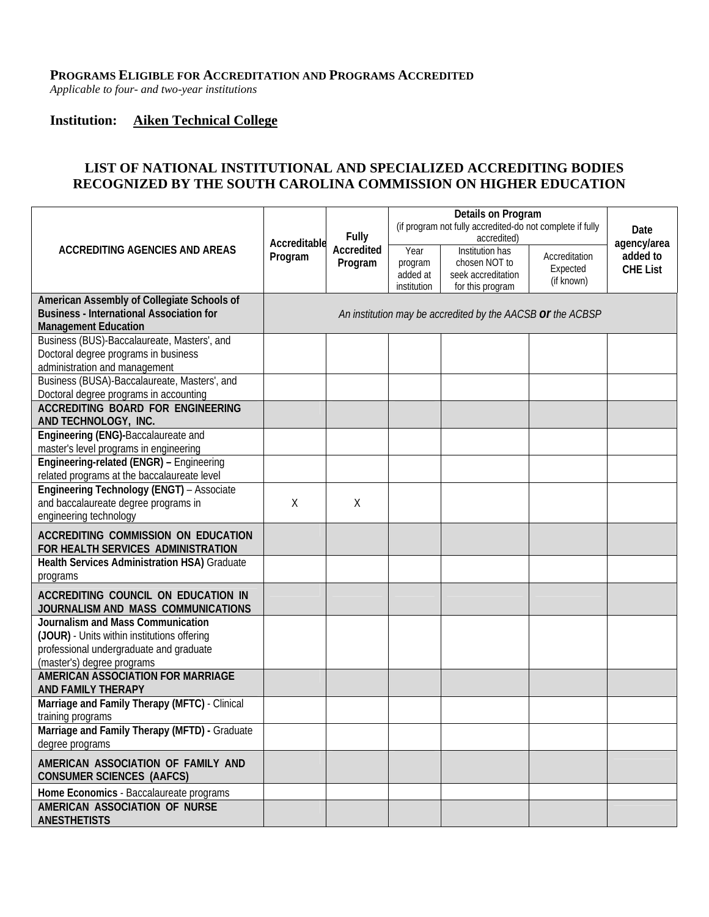**PROGRAMS ELIGIBLE FOR ACCREDITATION AND PROGRAMS ACCREDITED**
*Applicable to four- and two-year institutions*

**Institution: Aiken Technical College**

## LIST OF NATIONAL INSTITUTIONAL AND SPECIALIZED ACCREDITING BODIES RECOGNIZED BY THE SOUTH CAROLINA COMMISSION ON HIGHER EDUCATION

| ACCREDITING AGENCIES AND AREAS | Accreditable Program | Fully Accredited Program | Details on Program (if program not fully accredited-do not complete if fully accredited) | | | Date agency/area added to CHE List |
|---|---|---|---|---|---|---|
| | | | Year program added at institution | Institution has chosen NOT to seek accreditation for this program | Accreditation Expected (if known) | |
| **American Assembly of Collegiate Schools of Business - International Association for Management Education** | *An institution may be accredited by the AACSB **or** the ACBSP* | | | | | |
| Business (BUS)-Baccalaureate, Masters', and Doctoral degree programs in business administration and management | | | | | | |
| Business (BUSA)-Baccalaureate, Masters', and Doctoral degree programs in accounting | | | | | | |
| **ACCREDITING BOARD FOR ENGINEERING AND TECHNOLOGY, INC.** | | | | | | |
| **Engineering (ENG)-**Baccalaureate and master's level programs in engineering | | | | | | |
| **Engineering-related (ENGR) –** Engineering related programs at the baccalaureate level | | | | | | |
| **Engineering Technology (ENGT)** – Associate and baccalaureate degree programs in engineering technology | X | X | | | | |
| **ACCREDITING COMMISSION ON EDUCATION FOR HEALTH SERVICES ADMINISTRATION** | | | | | | |
| **Health Services Administration HSA)** Graduate programs | | | | | | |
| **ACCREDITING COUNCIL ON EDUCATION IN JOURNALISM AND MASS COMMUNICATIONS** | | | | | | |
| **Journalism and Mass Communication (JOUR)** - Units within institutions offering professional undergraduate and graduate (master's) degree programs | | | | | | |
| **AMERICAN ASSOCIATION FOR MARRIAGE AND FAMILY THERAPY** | | | | | | |
| **Marriage and Family Therapy (MFTC)** - Clinical training programs | | | | | | |
| **Marriage and Family Therapy (MFTD) -** Graduate degree programs | | | | | | |
| **AMERICAN ASSOCIATION OF FAMILY AND CONSUMER SCIENCES (AAFCS)** | | | | | | |
| **Home Economics** - Baccalaureate programs | | | | | | |
| **AMERICAN ASSOCIATION OF NURSE ANESTHETISTS** | | | | | | |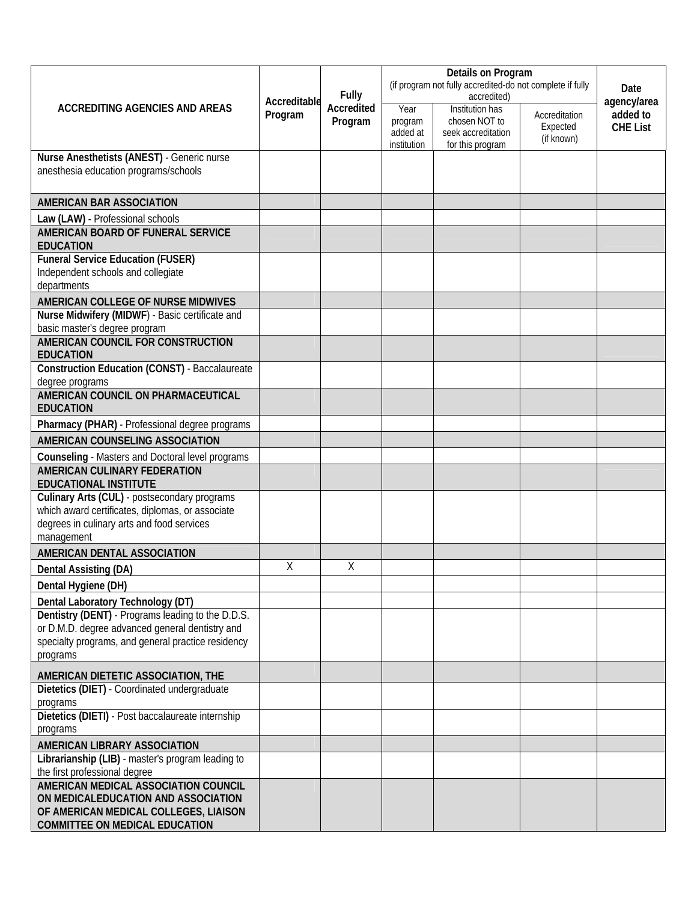| ACCREDITING AGENCIES AND AREAS | Accreditable Program | Fully Accredited Program | Details on Program (if program not fully accredited-do not complete if fully accredited) | | | Date agency/area added to CHE List |
|---|---|---|---|---|---|---|
| | | | Year program added at institution | Institution has chosen NOT to seek accreditation for this program | Accreditation Expected (if known) | |
| **Nurse Anesthetists (ANEST)** - Generic nurse anesthesia education programs/schools | | | | | | |
| **AMERICAN BAR ASSOCIATION** | | | | | | |
| **Law (LAW) -** Professional schools | | | | | | |
| **AMERICAN BOARD OF FUNERAL SERVICE EDUCATION** | | | | | | |
| **Funeral Service Education (FUSER)** Independent schools and collegiate departments | | | | | | |
| **AMERICAN COLLEGE OF NURSE MIDWIVES** | | | | | | |
| **Nurse Midwifery (MIDWF**) - Basic certificate and basic master's degree program | | | | | | |
| **AMERICAN COUNCIL FOR CONSTRUCTION EDUCATION** | | | | | | |
| **Construction Education (CONST)** - Baccalaureate degree programs | | | | | | |
| **AMERICAN COUNCIL ON PHARMACEUTICAL EDUCATION** | | | | | | |
| **Pharmacy (PHAR)** - Professional degree programs | | | | | | |
| **AMERICAN COUNSELING ASSOCIATION** | | | | | | |
| **Counseling** - Masters and Doctoral level programs | | | | | | |
| **AMERICAN CULINARY FEDERATION EDUCATIONAL INSTITUTE** | | | | | | |
| **Culinary Arts (CUL)** - postsecondary programs which award certificates, diplomas, or associate degrees in culinary arts and food services management | | | | | | |
| **AMERICAN DENTAL ASSOCIATION** | | | | | | |
| **Dental Assisting (DA)** | X | X | | | | |
| **Dental Hygiene (DH)** | | | | | | |
| **Dental Laboratory Technology (DT)** | | | | | | |
| **Dentistry (DENT)** - Programs leading to the D.D.S. or D.M.D. degree advanced general dentistry and specialty programs, and general practice residency programs | | | | | | |
| **AMERICAN DIETETIC ASSOCIATION, THE** | | | | | | |
| **Dietetics (DIET)** - Coordinated undergraduate programs | | | | | | |
| **Dietetics (DIETI)** - Post baccalaureate internship programs | | | | | | |
| **AMERICAN LIBRARY ASSOCIATION** | | | | | | |
| **Librarianship (LIB)** - master's program leading to the first professional degree | | | | | | |
| **AMERICAN MEDICAL ASSOCIATION COUNCIL ON MEDICALEDUCATION AND ASSOCIATION OF AMERICAN MEDICAL COLLEGES, LIAISON COMMITTEE ON MEDICAL EDUCATION** | | | | | | |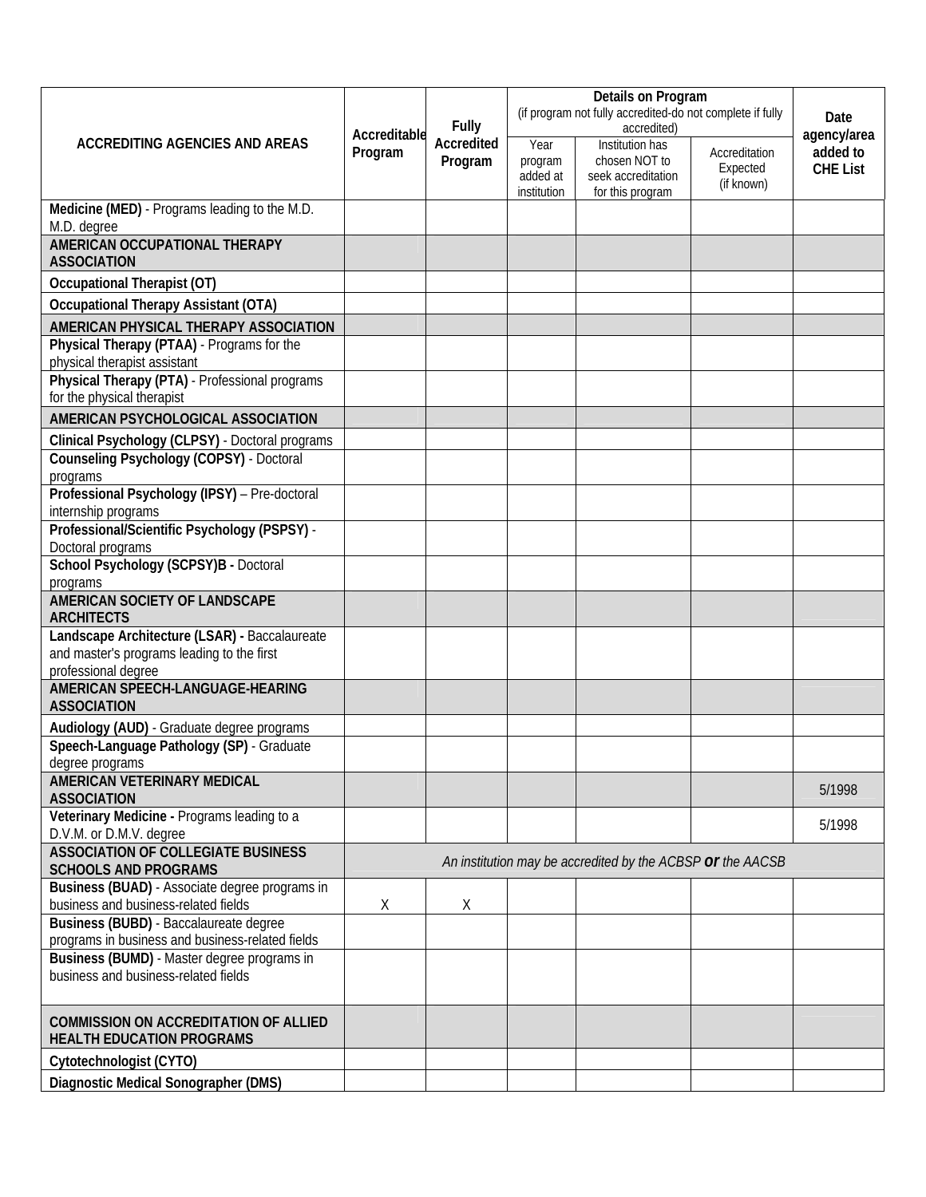| ACCREDITING AGENCIES AND AREAS | Accreditable Program | Fully Accredited Program | Details on Program (if program not fully accredited-do not complete if fully accredited) | | | Date agency/area added to CHE List |
|---|---|---|---|---|---|---|
| | | | Year program added at institution | Institution has chosen NOT to seek accreditation for this program | Accreditation Expected (if known) | |
| **Medicine (MED)** - Programs leading to the M.D. M.D. degree | | | | | | |
| **AMERICAN OCCUPATIONAL THERAPY ASSOCIATION** | | | | | | |
| **Occupational Therapist (OT)** | | | | | | |
| **Occupational Therapy Assistant (OTA)** | | | | | | |
| **AMERICAN PHYSICAL THERAPY ASSOCIATION** | | | | | | |
| **Physical Therapy (PTAA)** - Programs for the physical therapist assistant | | | | | | |
| **Physical Therapy (PTA)** - Professional programs for the physical therapist | | | | | | |
| **AMERICAN PSYCHOLOGICAL ASSOCIATION** | | | | | | |
| **Clinical Psychology (CLPSY)** - Doctoral programs | | | | | | |
| **Counseling Psychology (COPSY)** - Doctoral programs | | | | | | |
| **Professional Psychology (IPSY)** – Pre-doctoral internship programs | | | | | | |
| **Professional/Scientific Psychology (PSPSY)** - Doctoral programs | | | | | | |
| **School Psychology (SCPSY)B -** Doctoral programs | | | | | | |
| **AMERICAN SOCIETY OF LANDSCAPE ARCHITECTS** | | | | | | |
| **Landscape Architecture (LSAR) -** Baccalaureate and master's programs leading to the first professional degree | | | | | | |
| **AMERICAN SPEECH-LANGUAGE-HEARING ASSOCIATION** | | | | | | |
| **Audiology (AUD)** - Graduate degree programs | | | | | | |
| **Speech-Language Pathology (SP)** - Graduate degree programs | | | | | | |
| **AMERICAN VETERINARY MEDICAL ASSOCIATION** | | | | | | 5/1998 |
| **Veterinary Medicine -** Programs leading to a D.V.M. or D.M.V. degree | | | | | | 5/1998 |
| **ASSOCIATION OF COLLEGIATE BUSINESS SCHOOLS AND PROGRAMS** | *An institution may be accredited by the ACBSP* ***or*** *the AACSB* | | | | | |
| **Business (BUAD)** - Associate degree programs in business and business-related fields | X | X | | | | |
| **Business (BUBD)** - Baccalaureate degree programs in business and business-related fields | | | | | | |
| **Business (BUMD)** - Master degree programs in business and business-related fields | | | | | | |
| **COMMISSION ON ACCREDITATION OF ALLIED HEALTH EDUCATION PROGRAMS** | | | | | | |
| **Cytotechnologist (CYTO)** | | | | | | |
| **Diagnostic Medical Sonographer (DMS)** | | | | | | |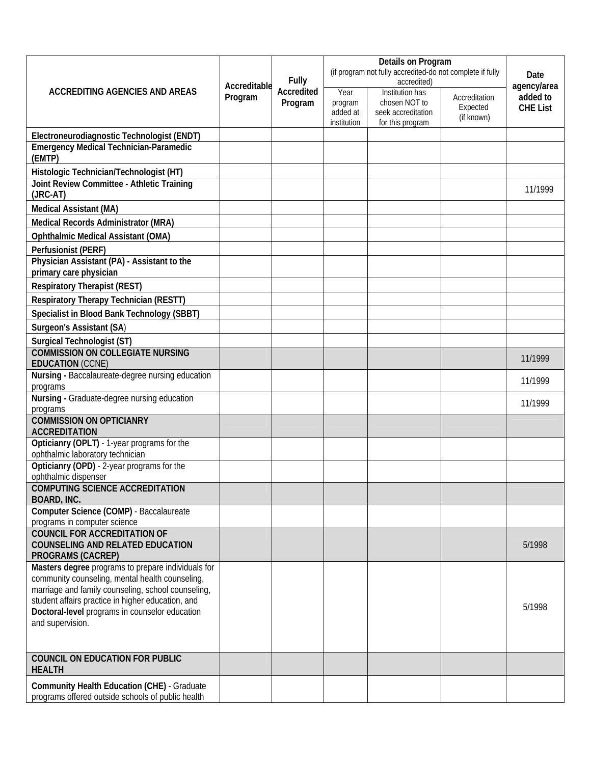| ACCREDITING AGENCIES AND AREAS | Accreditable Program | Fully Accredited Program | Details on Program (if program not fully accredited-do not complete if fully accredited) | | | Date agency/area added to CHE List |
|---|---|---|---|---|---|---|
| | | | Year program added at institution | Institution has chosen NOT to seek accreditation for this program | Accreditation Expected (if known) | |
| **Electroneurodiagnostic Technologist (ENDT)** | | | | | | |
| **Emergency Medical Technician-Paramedic (EMTP)** | | | | | | |
| **Histologic Technician/Technologist (HT)** | | | | | | |
| **Joint Review Committee - Athletic Training (JRC-AT)** | | | | | | 11/1999 |
| **Medical Assistant (MA)** | | | | | | |
| **Medical Records Administrator (MRA)** | | | | | | |
| **Ophthalmic Medical Assistant (OMA)** | | | | | | |
| **Perfusionist (PERF)** | | | | | | |
| **Physician Assistant (PA) - Assistant to the primary care physician** | | | | | | |
| **Respiratory Therapist (REST)** | | | | | | |
| **Respiratory Therapy Technician (RESTT)** | | | | | | |
| **Specialist in Blood Bank Technology (SBBT)** | | | | | | |
| **Surgeon's Assistant (SA)** | | | | | | |
| **Surgical Technologist (ST)** | | | | | | |
| **COMMISSION ON COLLEGIATE NURSING EDUCATION** (CCNE) | | | | | | 11/1999 |
| **Nursing -** Baccalaureate-degree nursing education programs | | | | | | 11/1999 |
| **Nursing -** Graduate-degree nursing education programs | | | | | | 11/1999 |
| **COMMISSION ON OPTICIANRY ACCREDITATION** | | | | | | |
| **Opticianry (OPLT)** - 1-year programs for the ophthalmic laboratory technician | | | | | | |
| **Opticianry (OPD)** - 2-year programs for the ophthalmic dispenser | | | | | | |
| **COMPUTING SCIENCE ACCREDITATION BOARD, INC.** | | | | | | |
| **Computer Science (COMP)** - Baccalaureate programs in computer science | | | | | | |
| **COUNCIL FOR ACCREDITATION OF COUNSELING AND RELATED EDUCATION PROGRAMS (CACREP)** | | | | | | 5/1998 |
| **Masters degree** programs to prepare individuals for community counseling, mental health counseling, marriage and family counseling, school counseling, student affairs practice in higher education, and **Doctoral-level** programs in counselor education and supervision. | | | | | | 5/1998 |
| **COUNCIL ON EDUCATION FOR PUBLIC HEALTH** | | | | | | |
| **Community Health Education (CHE)** - Graduate programs offered outside schools of public health | | | | | | |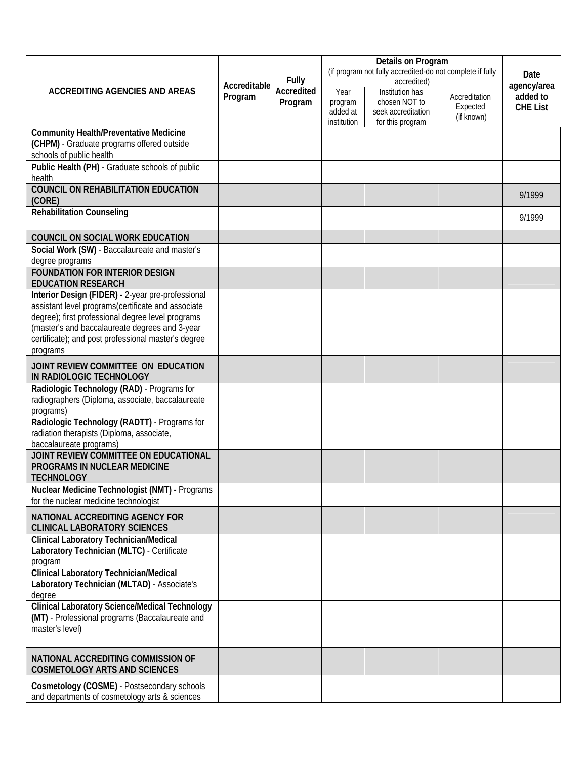| ACCREDITING AGENCIES AND AREAS | Accreditable Program | Fully Accredited Program | Details on Program (if program not fully accredited-do not complete if fully accredited) | | | Date agency/area added to CHE List |
|---|---|---|---|---|---|---|
| | | | Year program added at institution | Institution has chosen NOT to seek accreditation for this program | Accreditation Expected (if known) | |
| **Community Health/Preventative Medicine (CHPM)** - Graduate programs offered outside schools of public health | | | | | | |
| **Public Health (PH)** - Graduate schools of public health | | | | | | |
| **COUNCIL ON REHABILITATION EDUCATION (CORE)** | | | | | | 9/1999 |
| **Rehabilitation Counseling** | | | | | | 9/1999 |
| **COUNCIL ON SOCIAL WORK EDUCATION** | | | | | | |
| **Social Work (SW)** - Baccalaureate and master's degree programs | | | | | | |
| **FOUNDATION FOR INTERIOR DESIGN EDUCATION RESEARCH** | | | | | | |
| **Interior Design (FIDER) -** 2-year pre-professional assistant level programs(certificate and associate degree); first professional degree level programs (master's and baccalaureate degrees and 3-year certificate); and post professional master's degree programs | | | | | | |
| **JOINT REVIEW COMMITTEE ON EDUCATION IN RADIOLOGIC TECHNOLOGY** | | | | | | |
| **Radiologic Technology (RAD)** - Programs for radiographers (Diploma, associate, baccalaureate programs) | | | | | | |
| **Radiologic Technology (RADTT)** - Programs for radiation therapists (Diploma, associate, baccalaureate programs) | | | | | | |
| **JOINT REVIEW COMMITTEE ON EDUCATIONAL PROGRAMS IN NUCLEAR MEDICINE TECHNOLOGY** | | | | | | |
| **Nuclear Medicine Technologist (NMT) -** Programs for the nuclear medicine technologist | | | | | | |
| **NATIONAL ACCREDITING AGENCY FOR CLINICAL LABORATORY SCIENCES** | | | | | | |
| **Clinical Laboratory Technician/Medical Laboratory Technician (MLTC)** - Certificate program | | | | | | |
| **Clinical Laboratory Technician/Medical Laboratory Technician (MLTAD)** - Associate's degree | | | | | | |
| **Clinical Laboratory Science/Medical Technology (MT)** - Professional programs (Baccalaureate and master's level) | | | | | | |
| **NATIONAL ACCREDITING COMMISSION OF COSMETOLOGY ARTS AND SCIENCES** | | | | | | |
| **Cosmetology (COSME)** - Postsecondary schools and departments of cosmetology arts & sciences | | | | | | |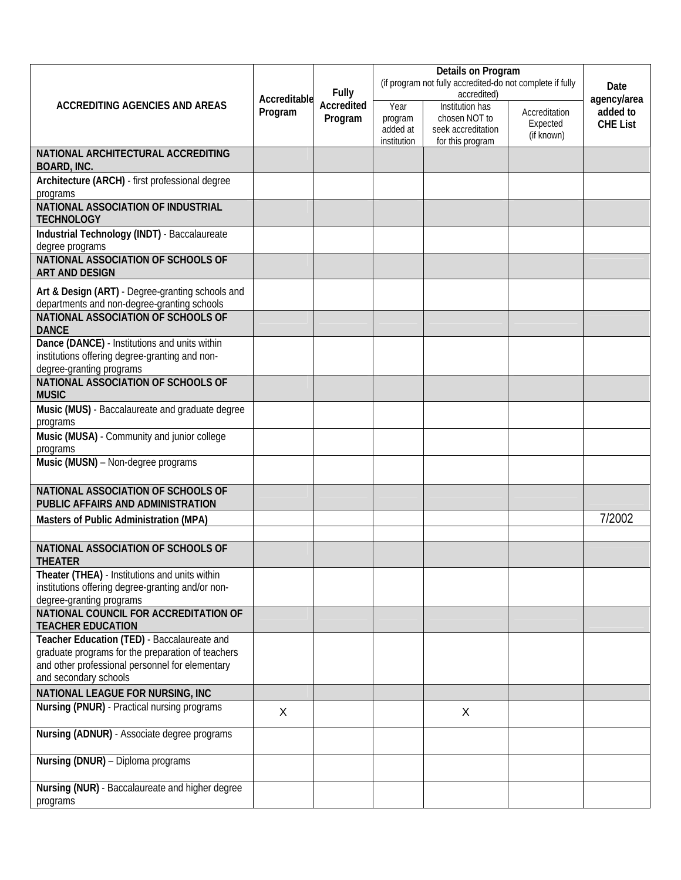| ACCREDITING AGENCIES AND AREAS | Accreditable Program | Fully Accredited Program | Details on Program (if program not fully accredited-do not complete if fully accredited) | | | Date agency/area added to CHE List |
|---|---|---|---|---|---|---|
| | | | Year program added at institution | Institution has chosen NOT to seek accreditation for this program | Accreditation Expected (if known) | |
| **NATIONAL ARCHITECTURAL ACCREDITING BOARD, INC.** | | | | | | |
| **Architecture (ARCH)** - first professional degree programs | | | | | | |
| **NATIONAL ASSOCIATION OF INDUSTRIAL TECHNOLOGY** | | | | | | |
| **Industrial Technology (INDT)** - Baccalaureate degree programs | | | | | | |
| **NATIONAL ASSOCIATION OF SCHOOLS OF ART AND DESIGN** | | | | | | |
| **Art & Design (ART)** - Degree-granting schools and departments and non-degree-granting schools | | | | | | |
| **NATIONAL ASSOCIATION OF SCHOOLS OF DANCE** | | | | | | |
| **Dance (DANCE)** - Institutions and units within institutions offering degree-granting and non-degree-granting programs | | | | | | |
| **NATIONAL ASSOCIATION OF SCHOOLS OF MUSIC** | | | | | | |
| **Music (MUS)** - Baccalaureate and graduate degree programs | | | | | | |
| **Music (MUSA)** - Community and junior college programs | | | | | | |
| **Music (MUSN)** – Non-degree programs | | | | | | |
| **NATIONAL ASSOCIATION OF SCHOOLS OF PUBLIC AFFAIRS AND ADMINISTRATION** | | | | | | |
| **Masters of Public Administration (MPA)** | | | | | | 7/2002 |
| | | | | | | |
| **NATIONAL ASSOCIATION OF SCHOOLS OF THEATER** | | | | | | |
| **Theater (THEA)** - Institutions and units within institutions offering degree-granting and/or non-degree-granting programs | | | | | | |
| **NATIONAL COUNCIL FOR ACCREDITATION OF TEACHER EDUCATION** | | | | | | |
| **Teacher Education (TED)** - Baccalaureate and graduate programs for the preparation of teachers and other professional personnel for elementary and secondary schools | | | | | | |
| **NATIONAL LEAGUE FOR NURSING, INC** | | | | | | |
| **Nursing (PNUR)** - Practical nursing programs | X | | | X | | |
| **Nursing (ADNUR)** - Associate degree programs | | | | | | |
| **Nursing (DNUR)** – Diploma programs | | | | | | |
| **Nursing (NUR)** - Baccalaureate and higher degree programs | | | | | | |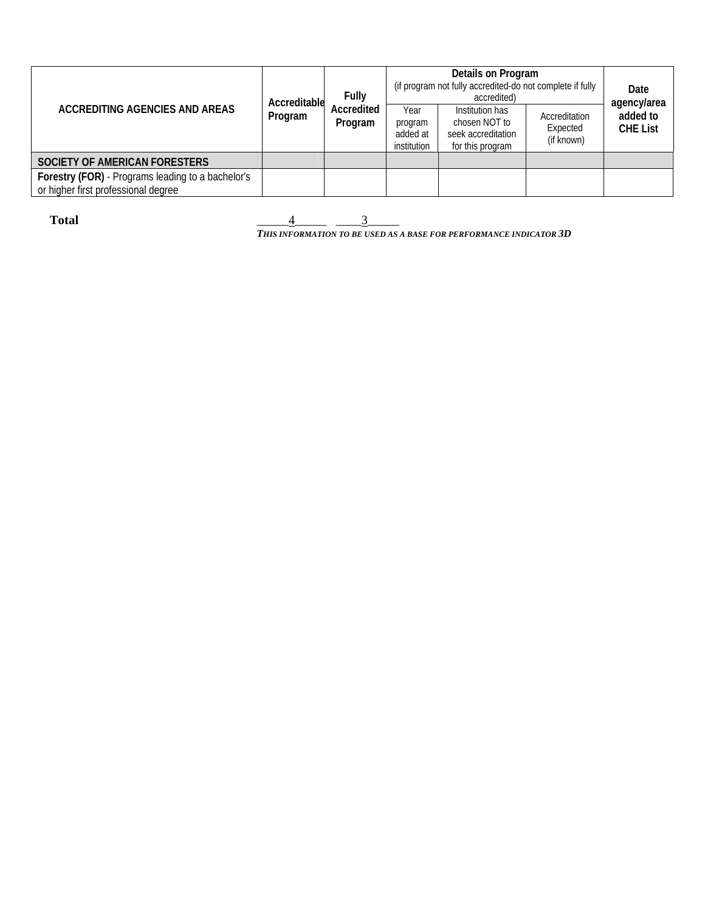| ACCREDITING AGENCIES AND AREAS | Accreditable Program | Fully Accredited Program | Details on Program (if program not fully accredited-do not complete if fully accredited) | | | Date agency/area added to CHE List |
|---|---|---|---|---|---|---|
| | | | Year program added at institution | Institution has chosen NOT to seek accreditation for this program | Accreditation Expected (if known) | |
| **SOCIETY OF AMERICAN FORESTERS** | | | | | | |
| **Forestry (FOR)** - Programs leading to a bachelor's or higher first professional degree | | | | | | |

**Total** _____4_____ ____3_____

***THIS INFORMATION TO BE USED AS A BASE FOR PERFORMANCE INDICATOR 3D***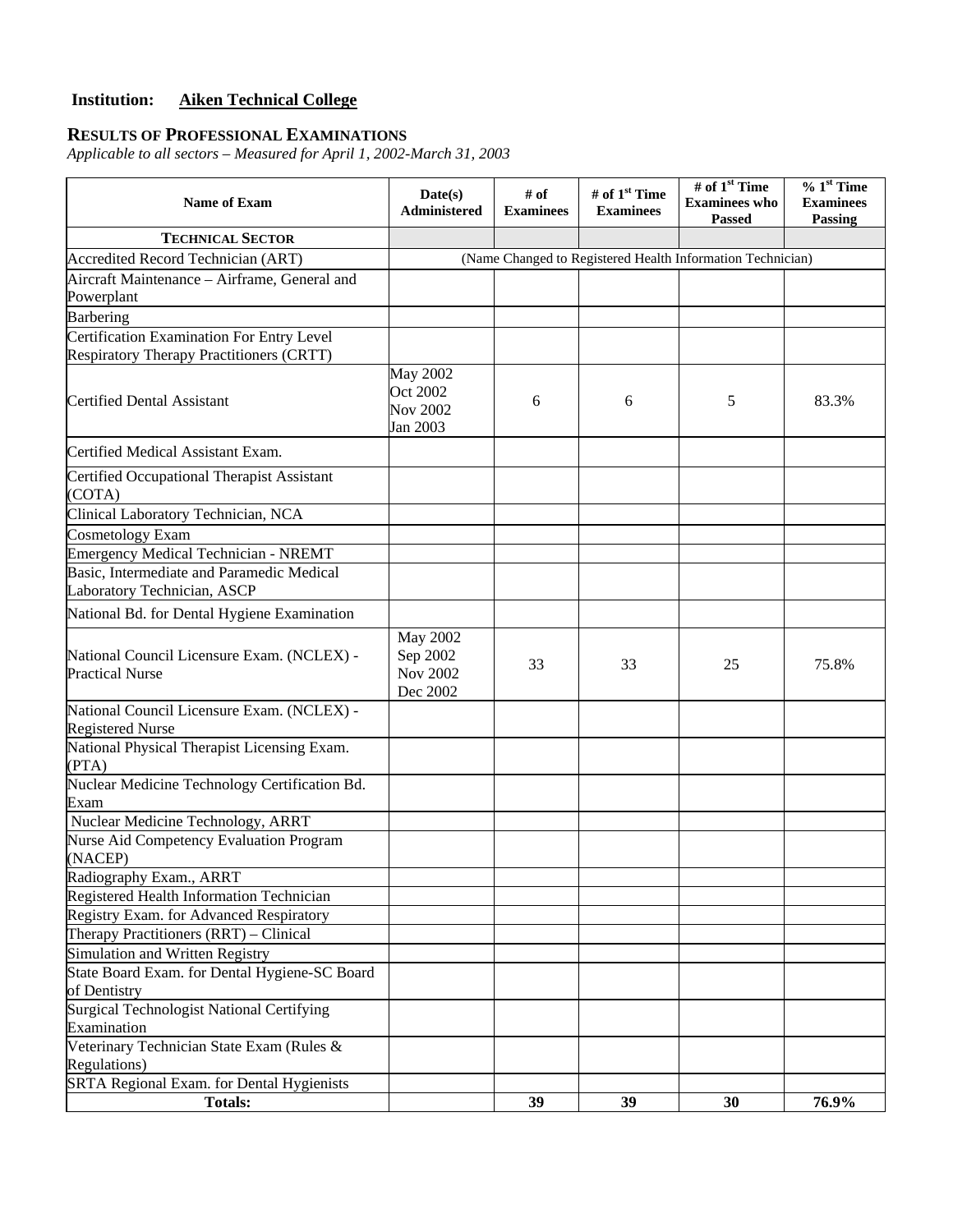**Institution:** **Aiken Technical College**

## RESULTS OF PROFESSIONAL EXAMINATIONS

*Applicable to all sectors – Measured for April 1, 2002-March 31, 2003*

| Name of Exam | Date(s) Administered | # of Examinees | # of 1st Time Examinees | # of 1st Time Examinees who Passed | % 1st Time Examinees Passing |
|---|---|---|---|---|---|
| **TECHNICAL SECTOR** | | | | | |
| Accredited Record Technician (ART) | (Name Changed to Registered Health Information Technician) | | | | |
| Aircraft Maintenance – Airframe, General and Powerplant | | | | | |
| Barbering | | | | | |
| Certification Examination For Entry Level Respiratory Therapy Practitioners (CRTT) | | | | | |
| Certified Dental Assistant | May 2002 Oct 2002 Nov 2002 Jan 2003 | 6 | 6 | 5 | 83.3% |
| Certified Medical Assistant Exam. | | | | | |
| Certified Occupational Therapist Assistant (COTA) | | | | | |
| Clinical Laboratory Technician, NCA | | | | | |
| Cosmetology Exam | | | | | |
| Emergency Medical Technician - NREMT | | | | | |
| Basic, Intermediate and Paramedic Medical Laboratory Technician, ASCP | | | | | |
| National Bd. for Dental Hygiene Examination | | | | | |
| National Council Licensure Exam. (NCLEX) - Practical Nurse | May 2002 Sep 2002 Nov 2002 Dec 2002 | 33 | 33 | 25 | 75.8% |
| National Council Licensure Exam. (NCLEX) - Registered Nurse | | | | | |
| National Physical Therapist Licensing Exam. (PTA) | | | | | |
| Nuclear Medicine Technology Certification Bd. Exam | | | | | |
| Nuclear Medicine Technology, ARRT | | | | | |
| Nurse Aid Competency Evaluation Program (NACEP) | | | | | |
| Radiography Exam., ARRT | | | | | |
| Registered Health Information Technician | | | | | |
| Registry Exam. for Advanced Respiratory | | | | | |
| Therapy Practitioners (RRT) – Clinical | | | | | |
| Simulation and Written Registry | | | | | |
| State Board Exam. for Dental Hygiene-SC Board of Dentistry | | | | | |
| Surgical Technologist National Certifying Examination | | | | | |
| Veterinary Technician State Exam (Rules & Regulations) | | | | | |
| SRTA Regional Exam. for Dental Hygienists | | | | | |
| **Totals:** | | **39** | **39** | **30** | **76.9%** |